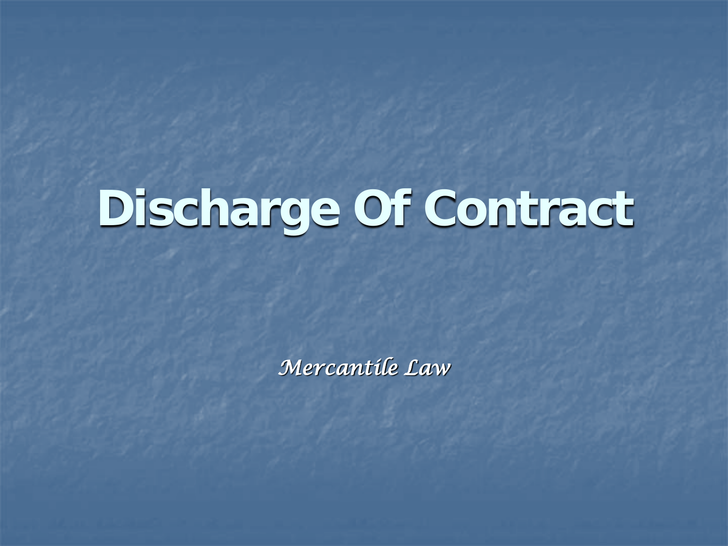# Discharge Of Contract

*Mercantile Law*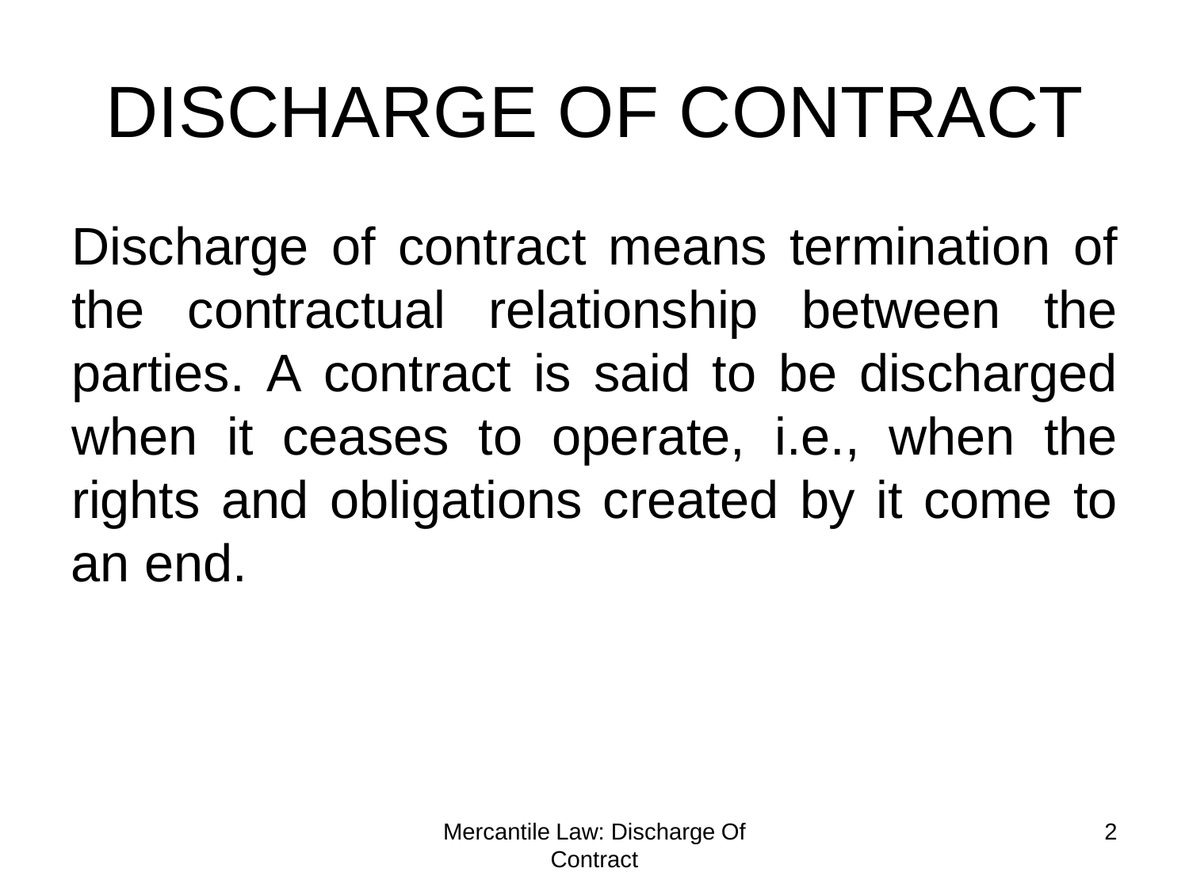# DISCHARGE OF CONTRACT

Discharge of contract means termination of the contractual relationship between the parties. A contract is said to be discharged when it ceases to operate, i.e., when the rights and obligations created by it come to an end.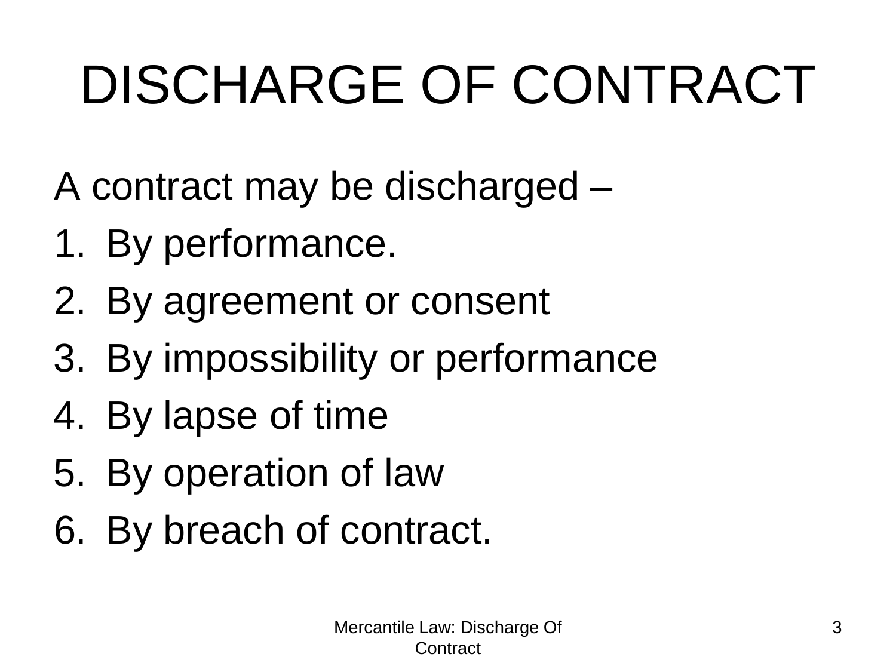# DISCHARGE OF CONTRACT

A contract may be discharged –

1. By performance.
2. By agreement or consent
3. By impossibility or performance
4. By lapse of time
5. By operation of law
6. By breach of contract.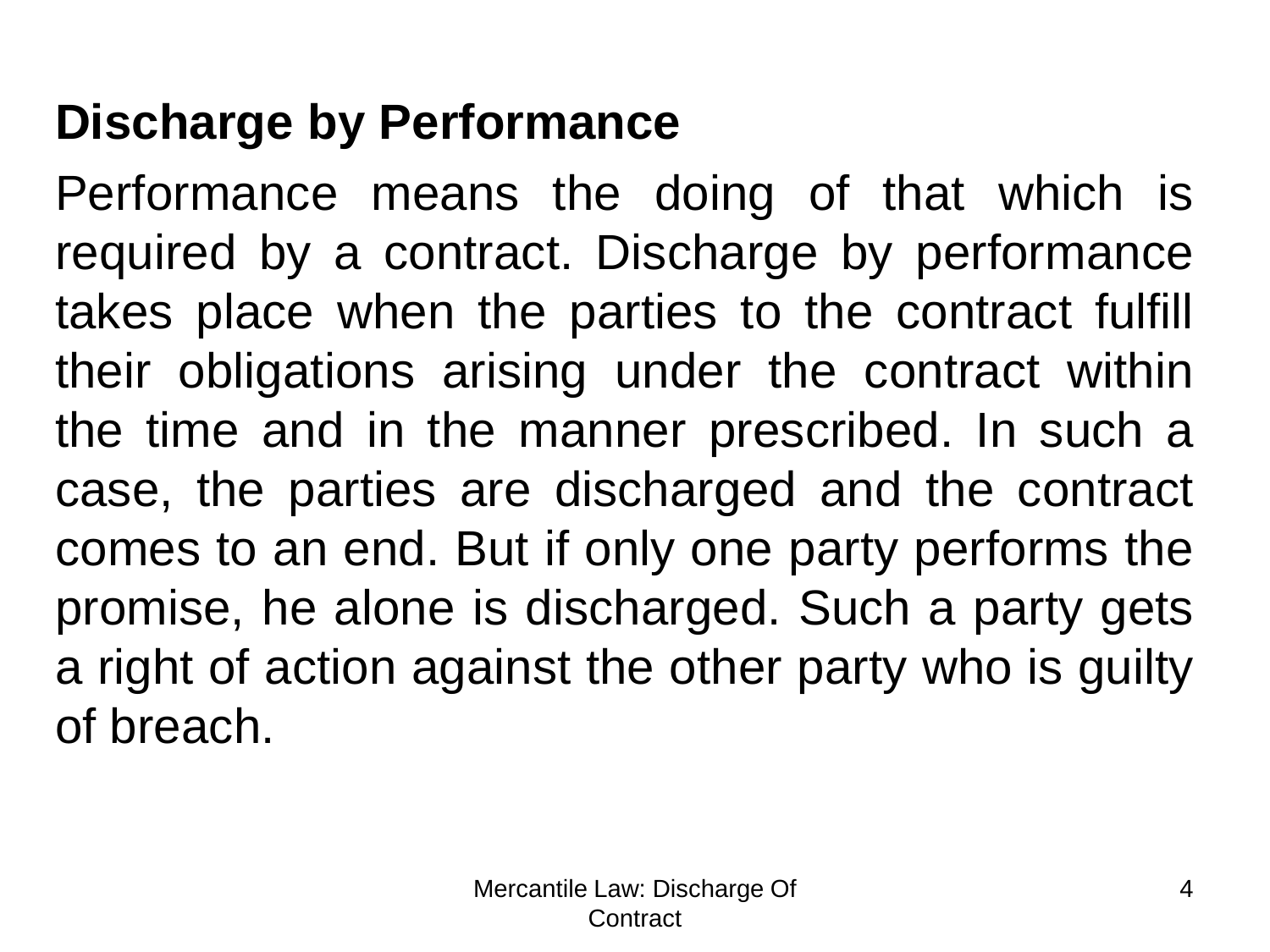## Discharge by Performance

Performance means the doing of that which is required by a contract. Discharge by performance takes place when the parties to the contract fulfill their obligations arising under the contract within the time and in the manner prescribed. In such a case, the parties are discharged and the contract comes to an end. But if only one party performs the promise, he alone is discharged. Such a party gets a right of action against the other party who is guilty of breach.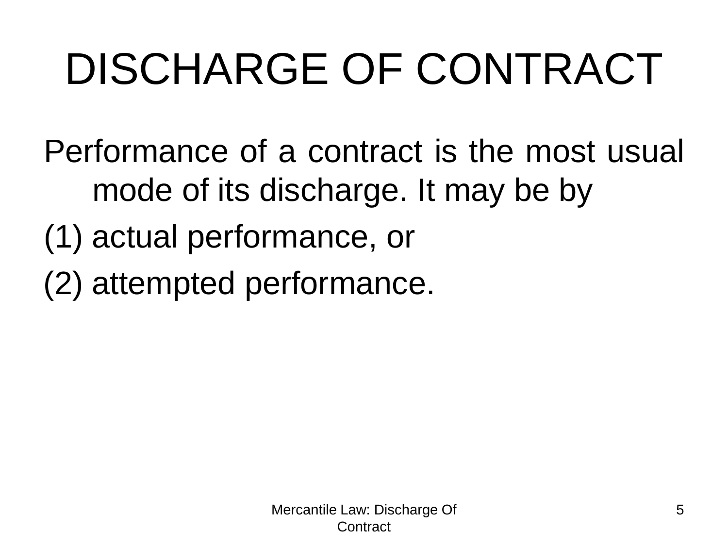# DISCHARGE OF CONTRACT

Performance of a contract is the most usual mode of its discharge. It may be by

(1) actual performance, or

(2) attempted performance.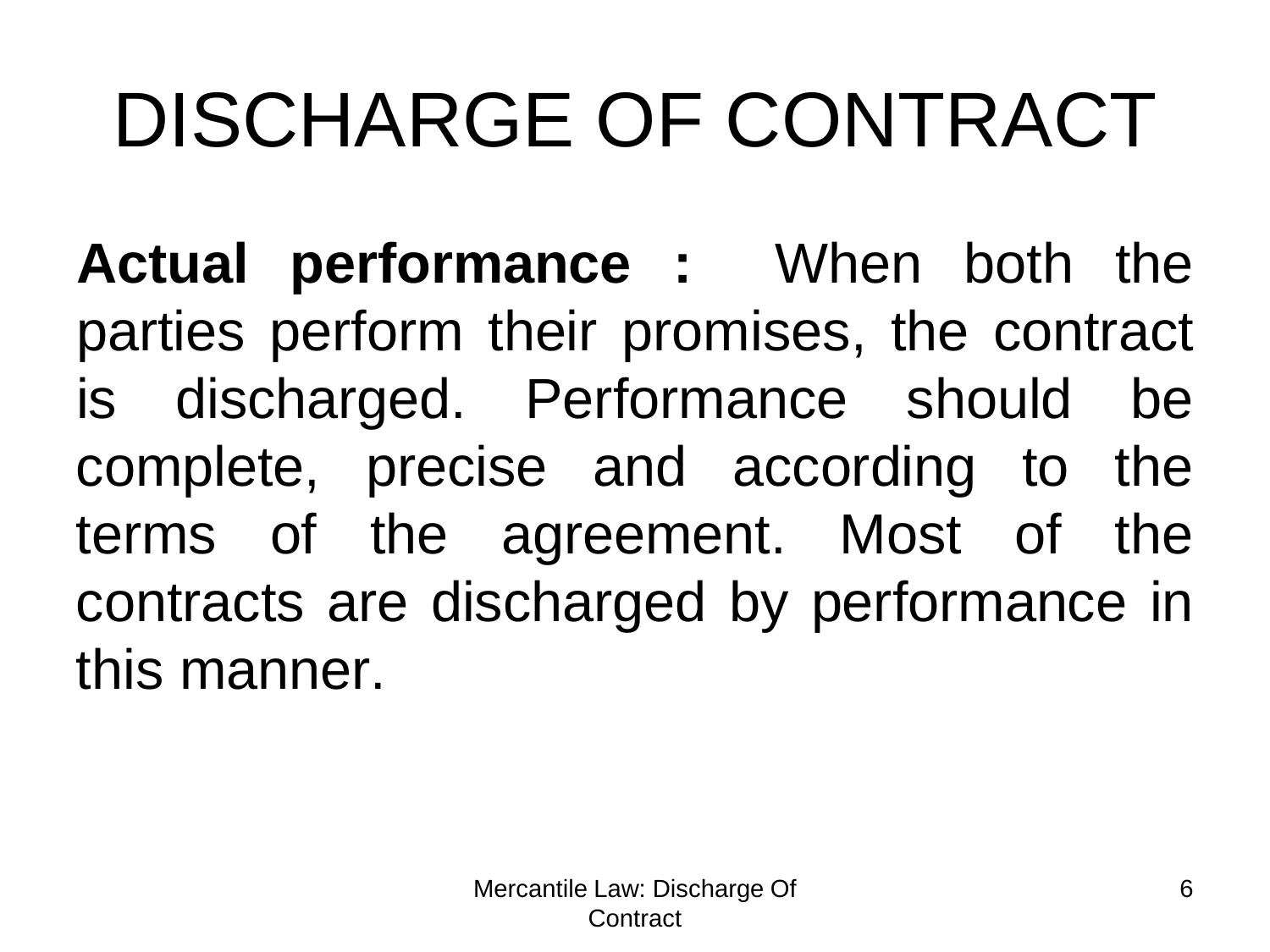# DISCHARGE OF CONTRACT

**Actual performance :** When both the parties perform their promises, the contract is discharged. Performance should be complete, precise and according to the terms of the agreement. Most of the contracts are discharged by performance in this manner.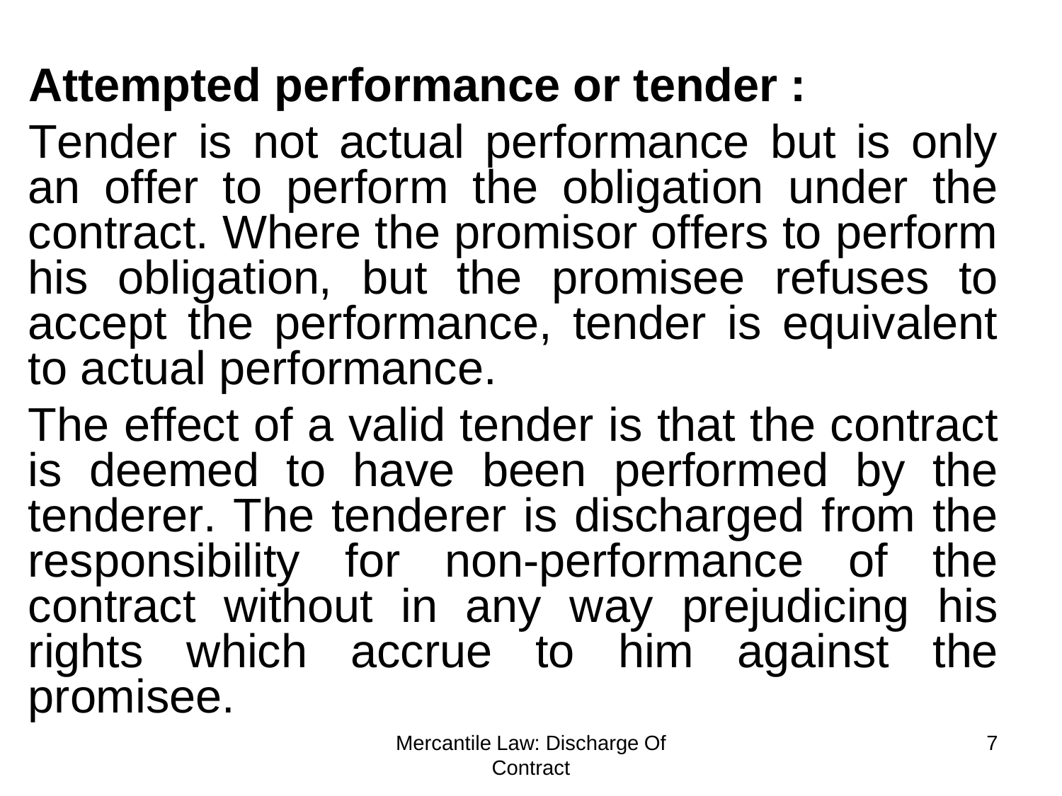**Attempted performance or tender :**

Tender is not actual performance but is only an offer to perform the obligation under the contract. Where the promisor offers to perform his obligation, but the promisee refuses to accept the performance, tender is equivalent to actual performance.

The effect of a valid tender is that the contract is deemed to have been performed by the tenderer. The tenderer is discharged from the responsibility for non-performance of the contract without in any way prejudicing his rights which accrue to him against the promisee.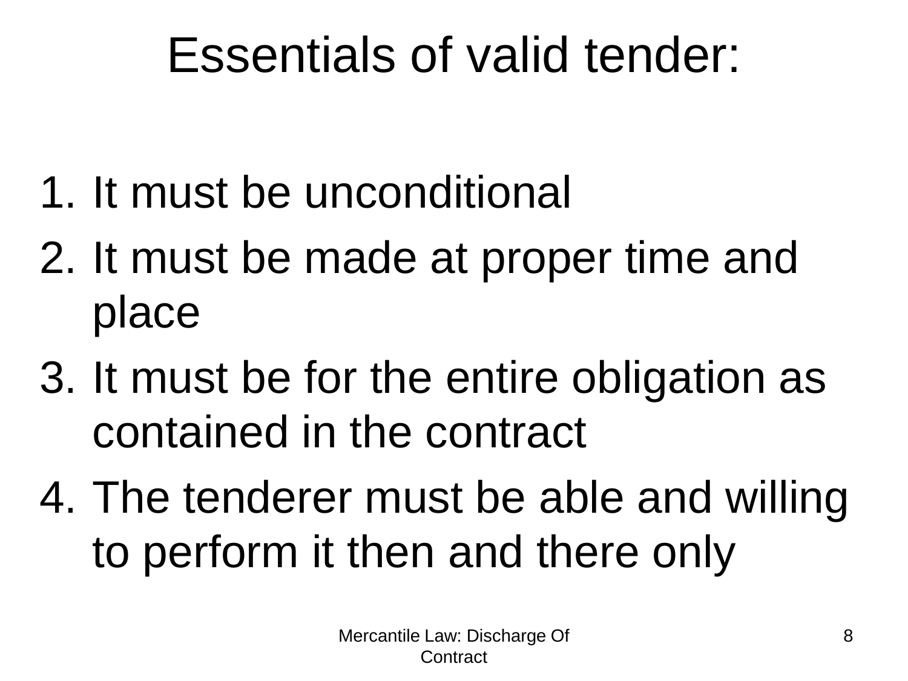# Essentials of valid tender:

1. It must be unconditional
2. It must be made at proper time and place
3. It must be for the entire obligation as contained in the contract
4. The tenderer must be able and willing to perform it then and there only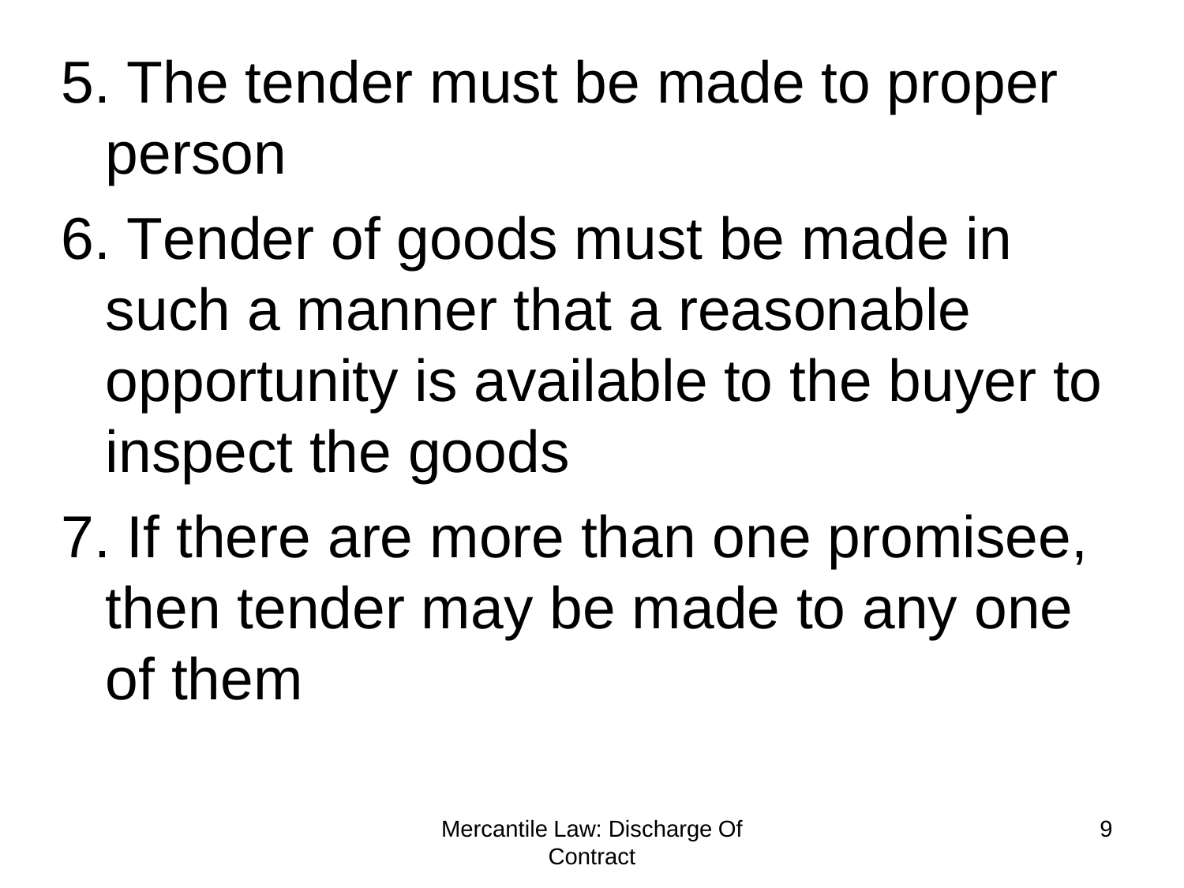5. The tender must be made to proper person

6. Tender of goods must be made in such a manner that a reasonable opportunity is available to the buyer to inspect the goods

7. If there are more than one promisee, then tender may be made to any one of them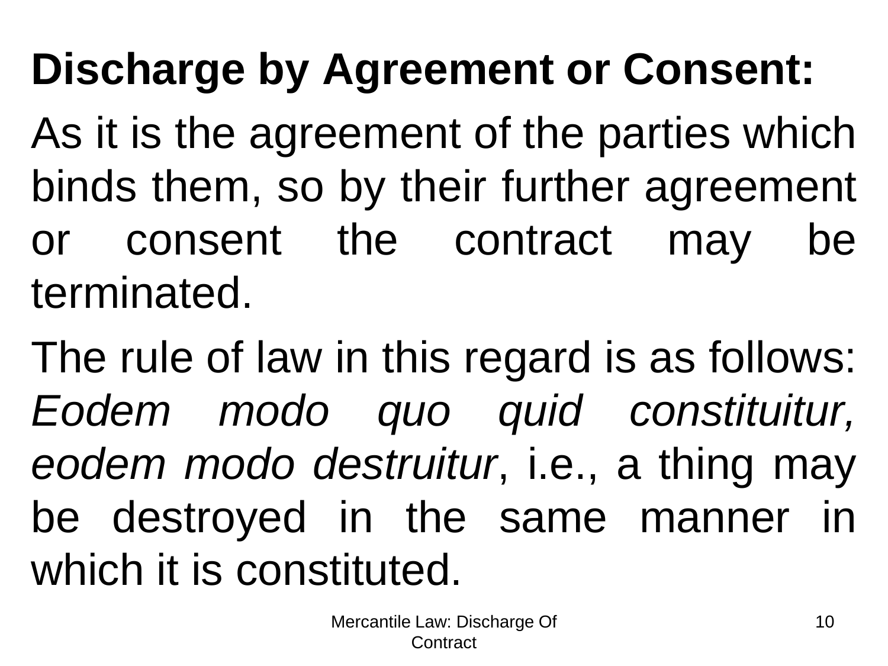**Discharge by Agreement or Consent:**

As it is the agreement of the parties which binds them, so by their further agreement or consent the contract may be terminated.

The rule of law in this regard is as follows: *Eodem modo quo quid constituitur, eodem modo destruitur*, i.e., a thing may be destroyed in the same manner in which it is constituted.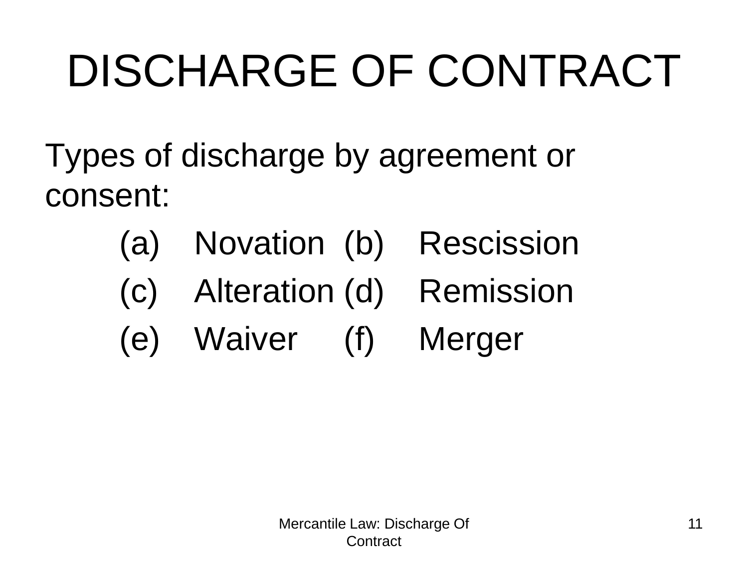# DISCHARGE OF CONTRACT

Types of discharge by agreement or consent:

(a) Novation (b) Rescission

(c) Alteration (d) Remission

(e) Waiver (f) Merger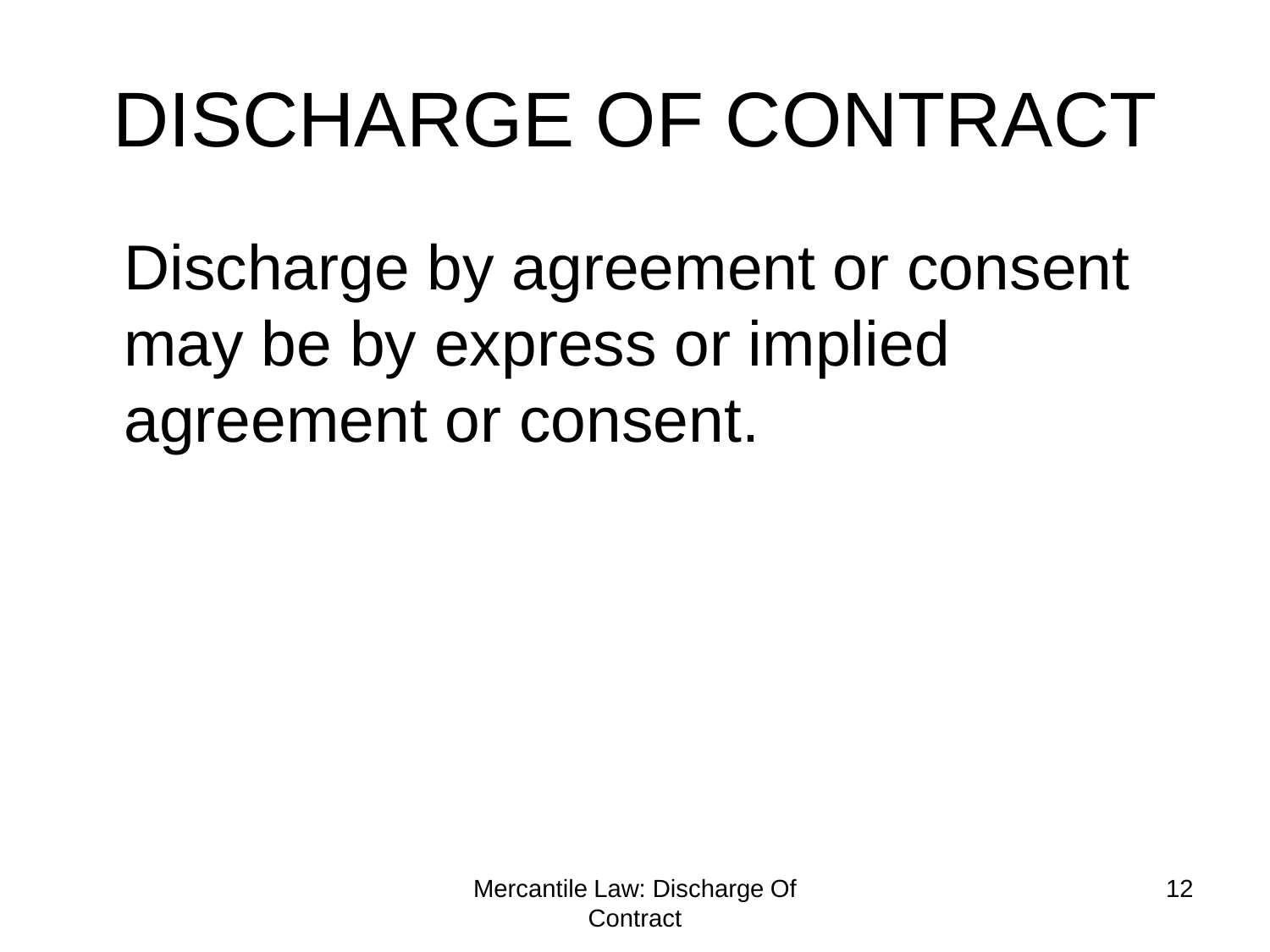# DISCHARGE OF CONTRACT

Discharge by agreement or consent may be by express or implied agreement or consent.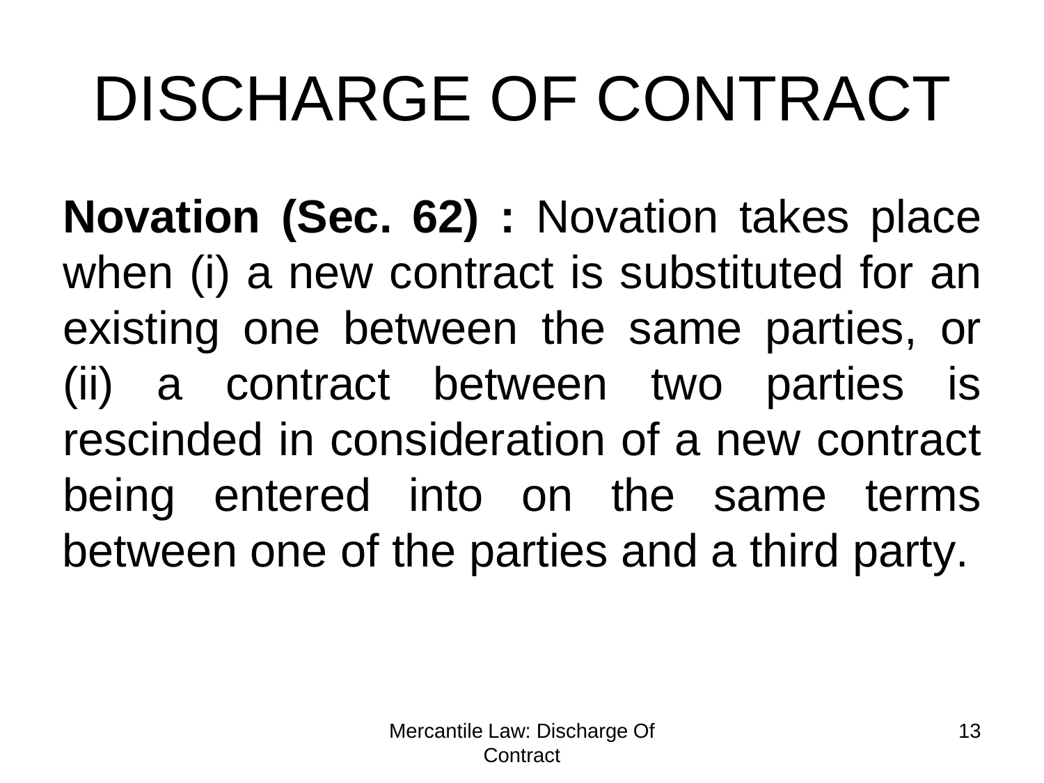# DISCHARGE OF CONTRACT

**Novation (Sec. 62) :** Novation takes place when (i) a new contract is substituted for an existing one between the same parties, or (ii) a contract between two parties is rescinded in consideration of a new contract being entered into on the same terms between one of the parties and a third party.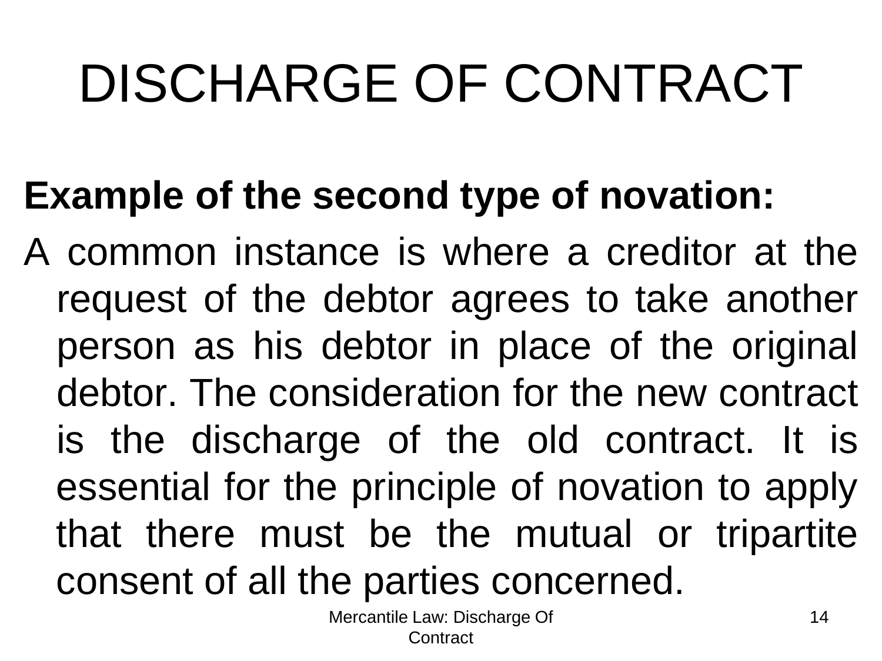# DISCHARGE OF CONTRACT

**Example of the second type of novation:**

A common instance is where a creditor at the request of the debtor agrees to take another person as his debtor in place of the original debtor. The consideration for the new contract is the discharge of the old contract. It is essential for the principle of novation to apply that there must be the mutual or tripartite consent of all the parties concerned.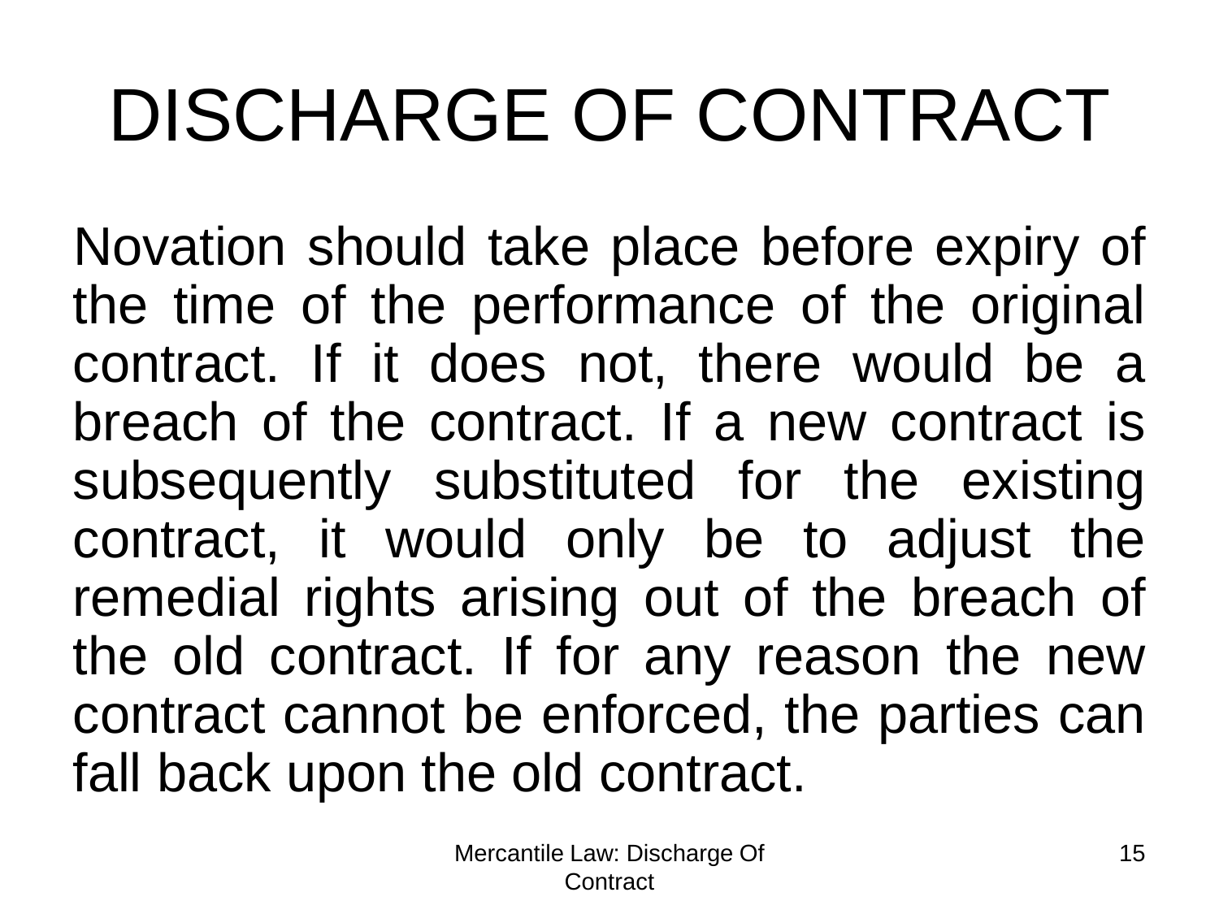# DISCHARGE OF CONTRACT

Novation should take place before expiry of the time of the performance of the original contract. If it does not, there would be a breach of the contract. If a new contract is subsequently substituted for the existing contract, it would only be to adjust the remedial rights arising out of the breach of the old contract. If for any reason the new contract cannot be enforced, the parties can fall back upon the old contract.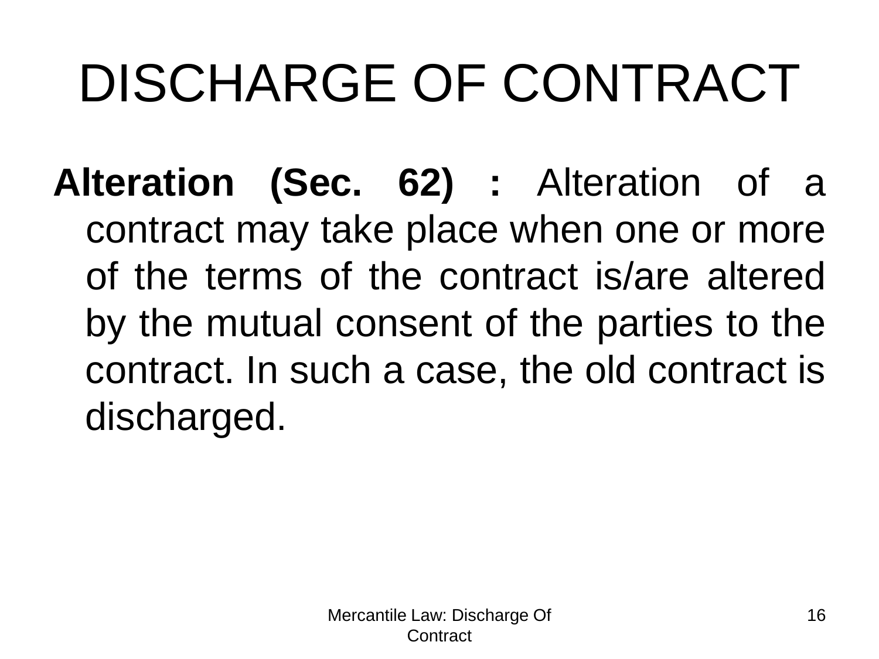# DISCHARGE OF CONTRACT

**Alteration (Sec. 62) :** Alteration of a contract may take place when one or more of the terms of the contract is/are altered by the mutual consent of the parties to the contract. In such a case, the old contract is discharged.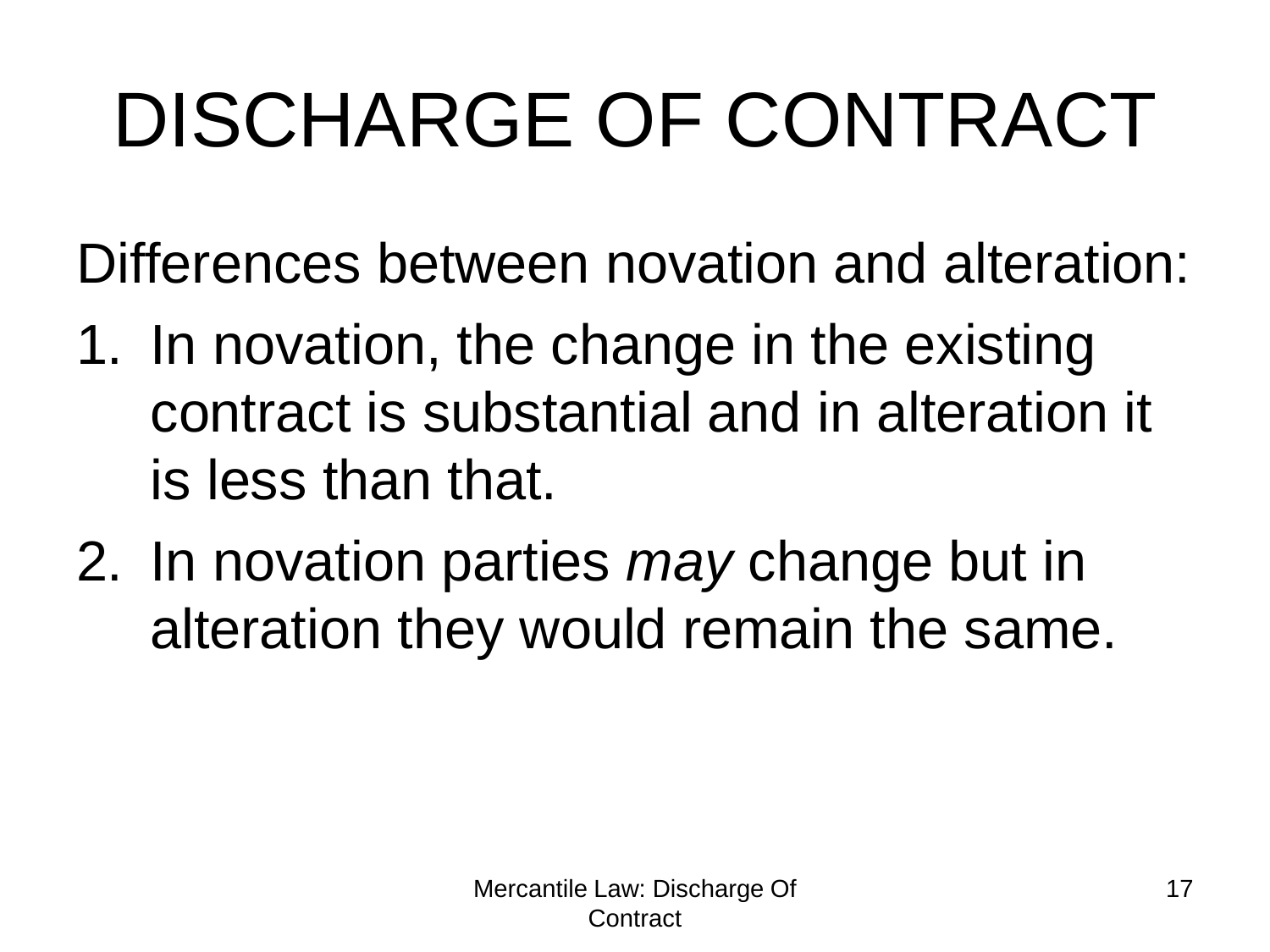# DISCHARGE OF CONTRACT

Differences between novation and alteration:

1. In novation, the change in the existing contract is substantial and in alteration it is less than that.
2. In novation parties *may* change but in alteration they would remain the same.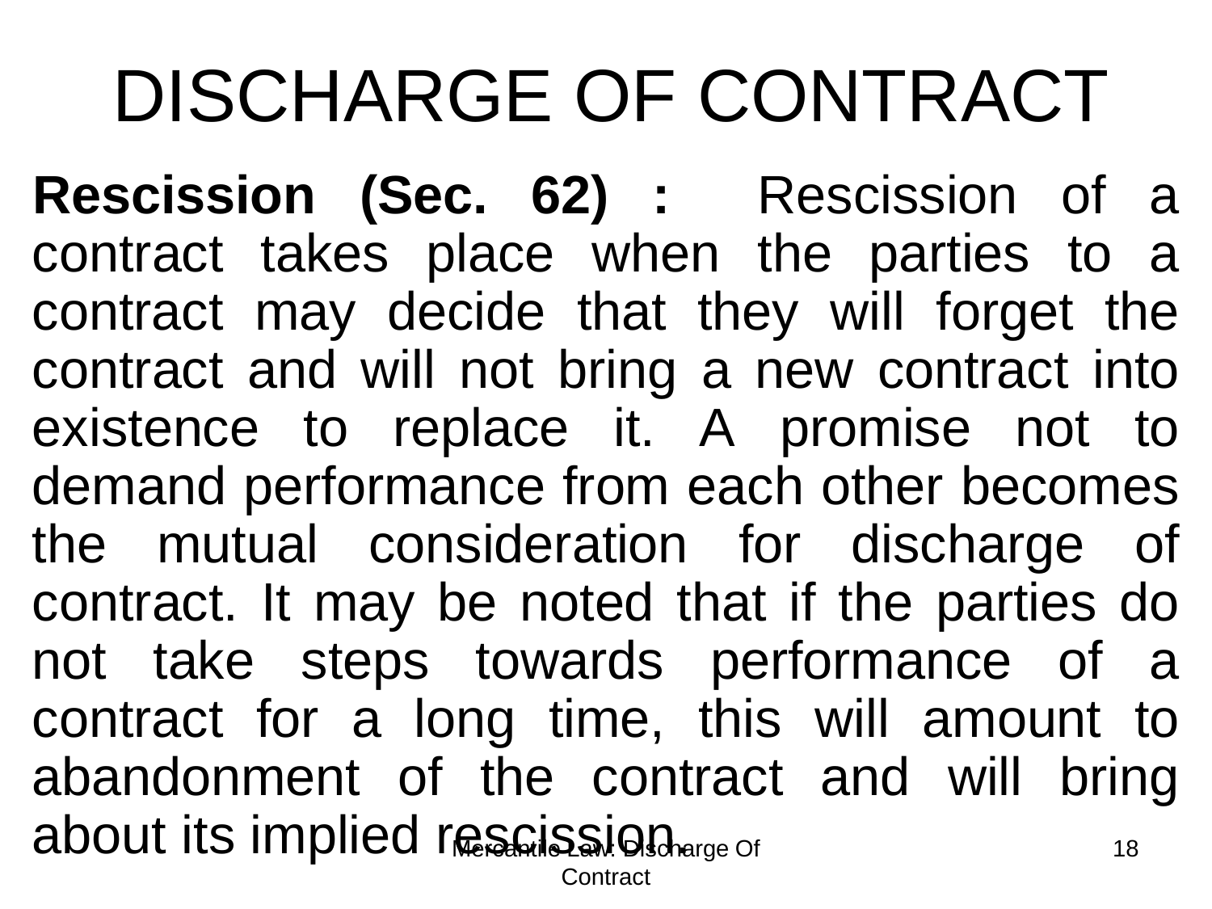# DISCHARGE OF CONTRACT

**Rescission (Sec. 62) :** Rescission of a contract takes place when the parties to a contract may decide that they will forget the contract and will not bring a new contract into existence to replace it. A promise not to demand performance from each other becomes the mutual consideration for discharge of contract. It may be noted that if the parties do not take steps towards performance of a contract for a long time, this will amount to abandonment of the contract and will bring about its implied rescission.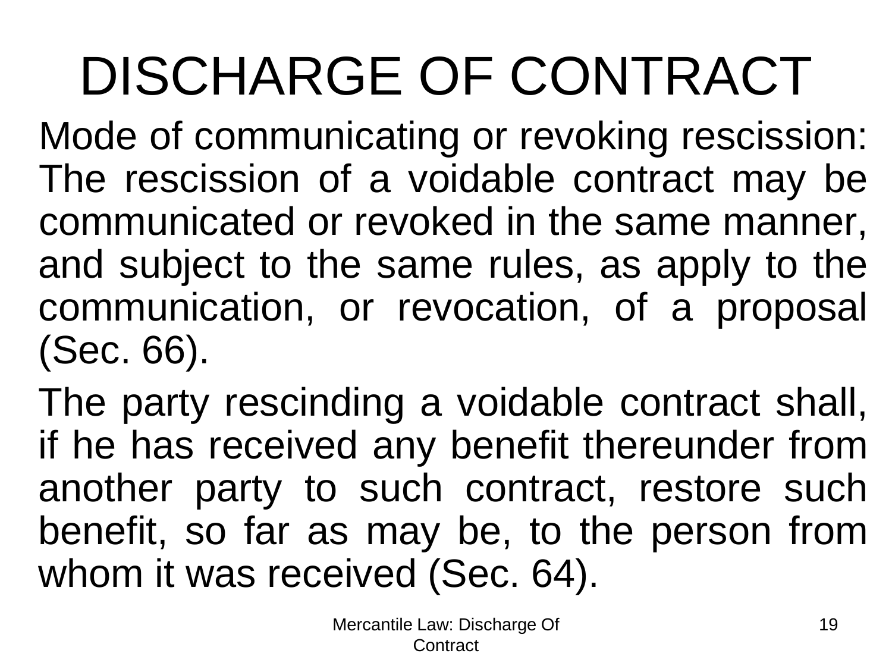# DISCHARGE OF CONTRACT

Mode of communicating or revoking rescission: The rescission of a voidable contract may be communicated or revoked in the same manner, and subject to the same rules, as apply to the communication, or revocation, of a proposal (Sec. 66).

The party rescinding a voidable contract shall, if he has received any benefit thereunder from another party to such contract, restore such benefit, so far as may be, to the person from whom it was received (Sec. 64).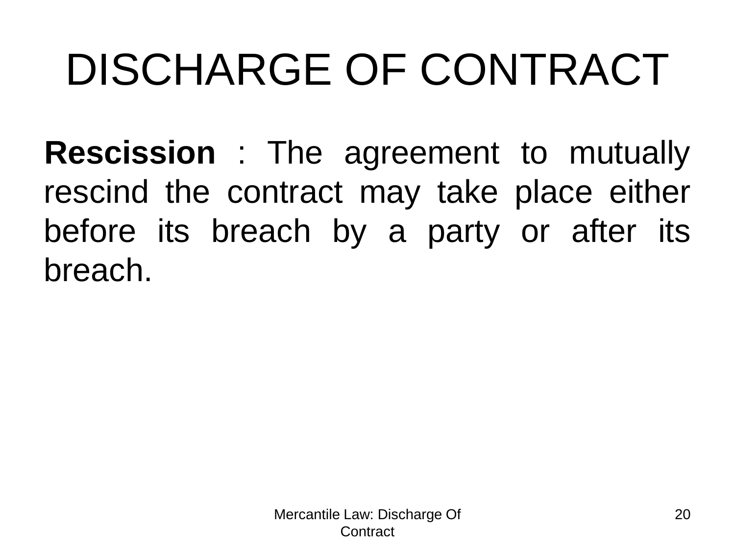# DISCHARGE OF CONTRACT

**Rescission** : The agreement to mutually rescind the contract may take place either before its breach by a party or after its breach.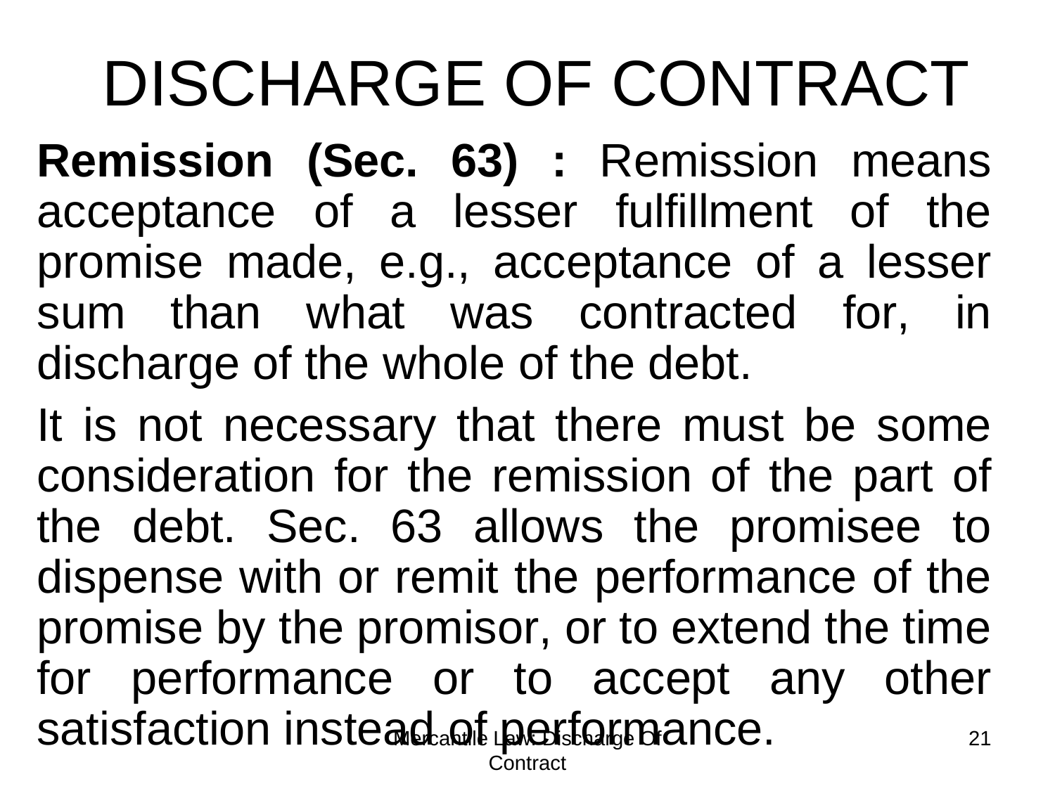# DISCHARGE OF CONTRACT

**Remission (Sec. 63) :** Remission means acceptance of a lesser fulfillment of the promise made, e.g., acceptance of a lesser sum than what was contracted for, in discharge of the whole of the debt.

It is not necessary that there must be some consideration for the remission of the part of the debt. Sec. 63 allows the promisee to dispense with or remit the performance of the promise by the promisor, or to extend the time for performance or to accept any other satisfaction instead of performance.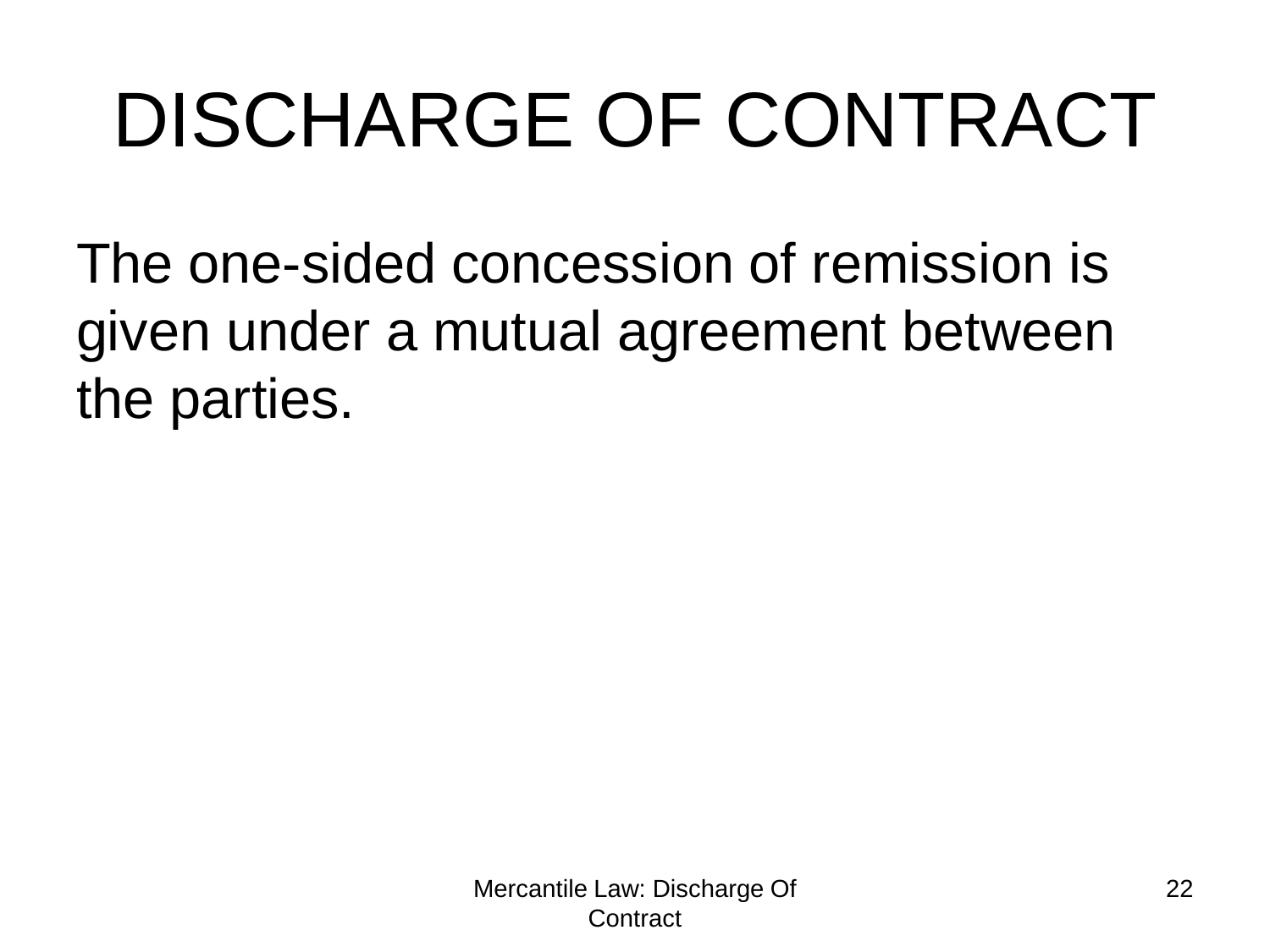# DISCHARGE OF CONTRACT

The one-sided concession of remission is given under a mutual agreement between the parties.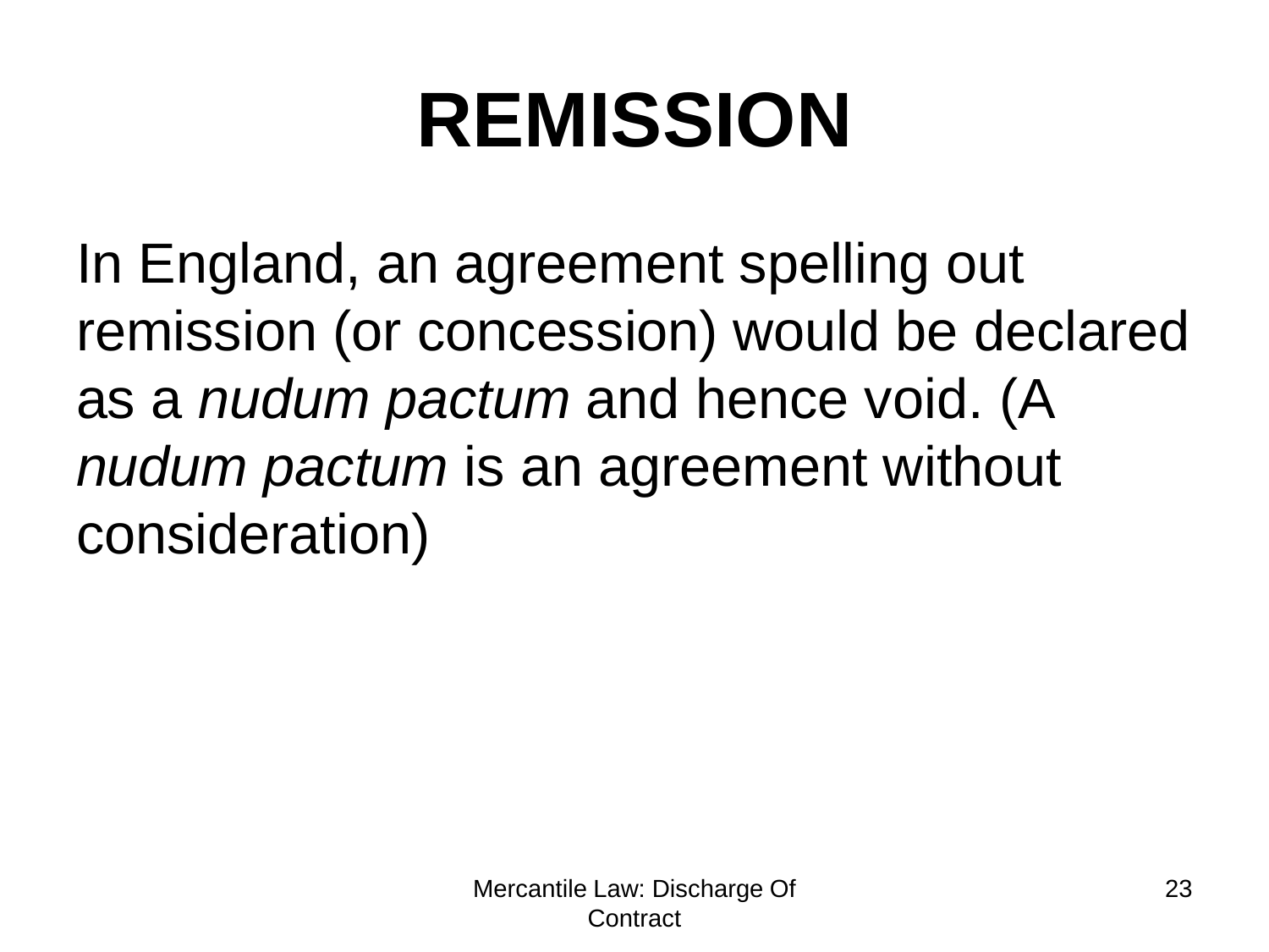# REMISSION

In England, an agreement spelling out remission (or concession) would be declared as a *nudum pactum* and hence void. (A *nudum pactum* is an agreement without consideration)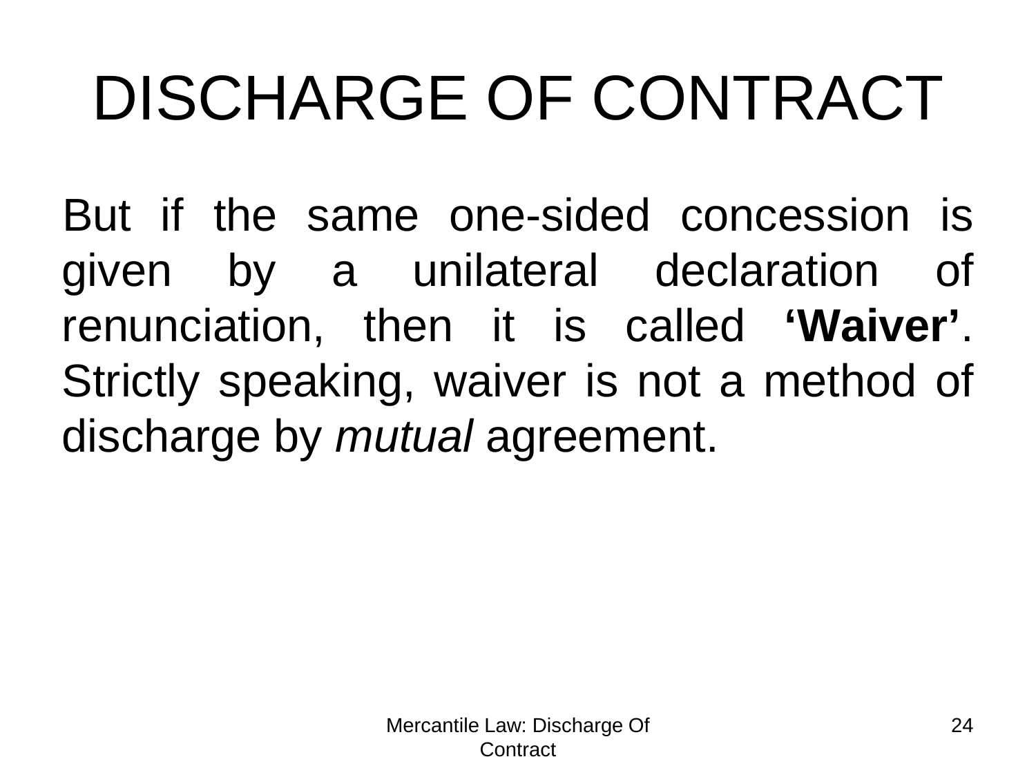# DISCHARGE OF CONTRACT

But if the same one-sided concession is given by a unilateral declaration of renunciation, then it is called **‘Waiver’**. Strictly speaking, waiver is not a method of discharge by *mutual* agreement.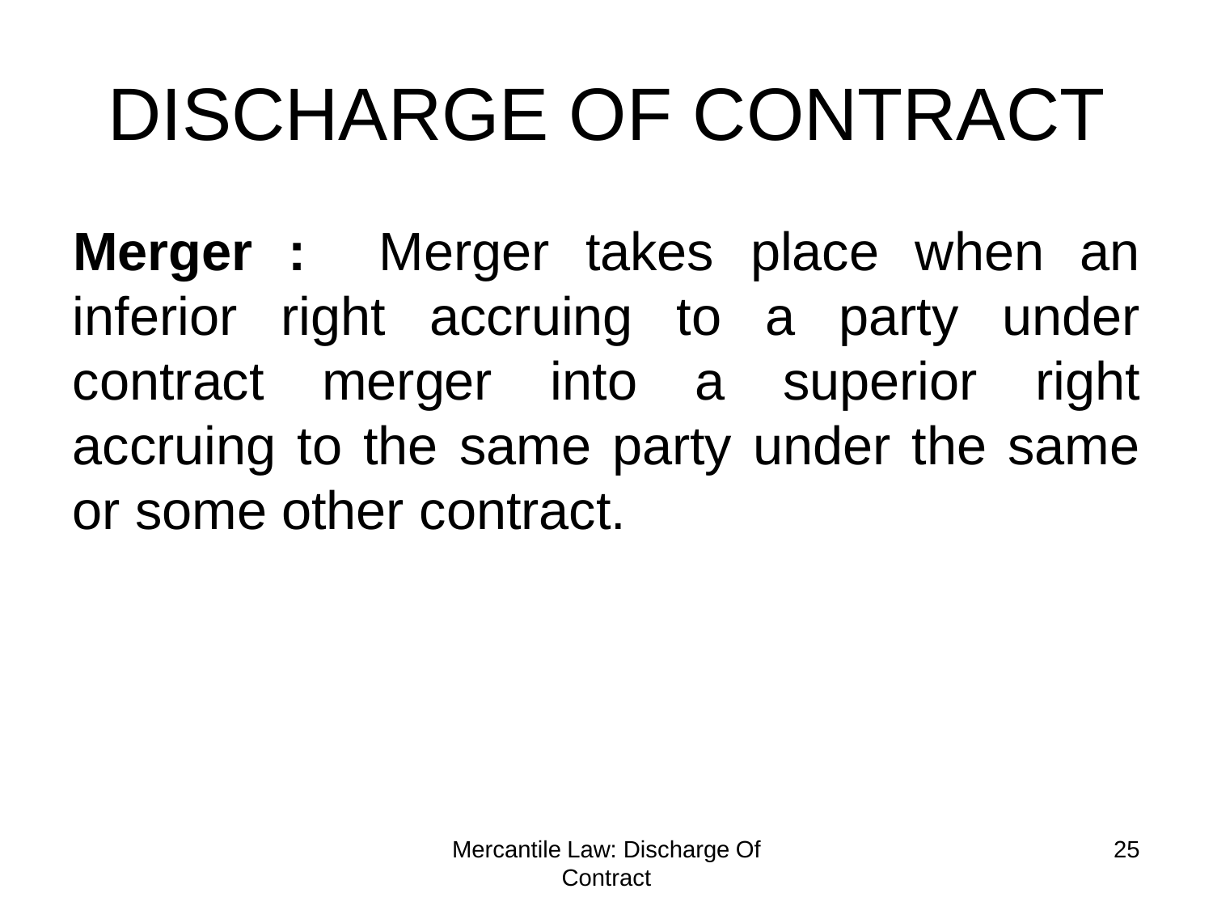# DISCHARGE OF CONTRACT

**Merger :** Merger takes place when an inferior right accruing to a party under contract merger into a superior right accruing to the same party under the same or some other contract.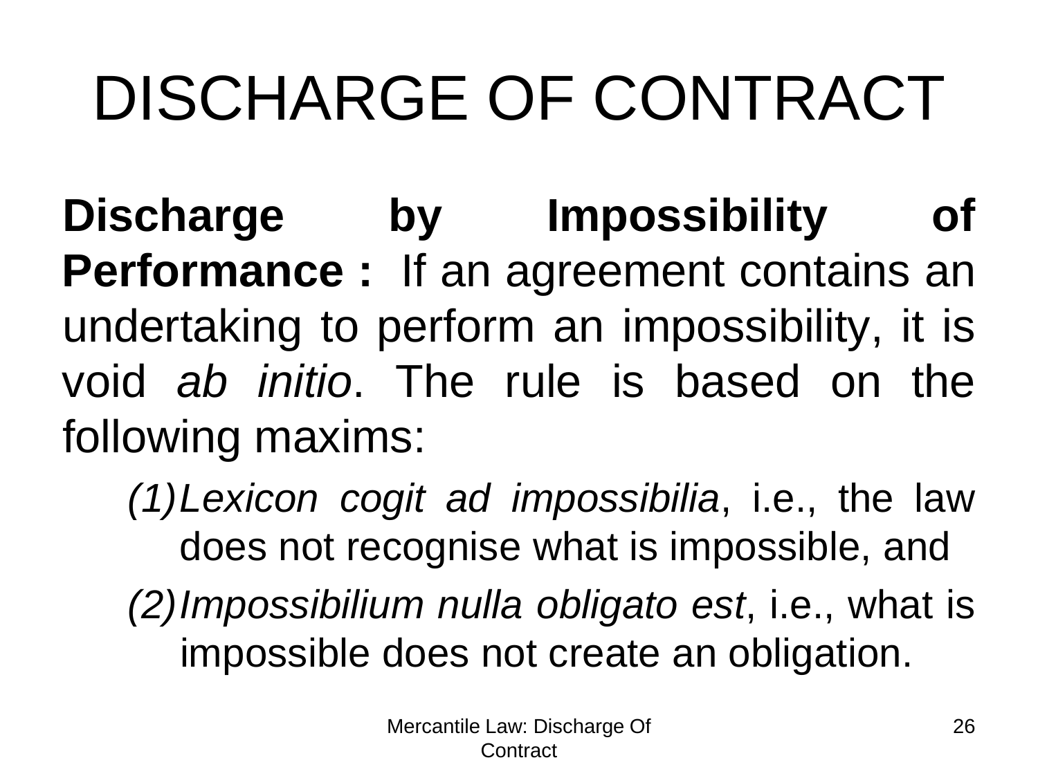# DISCHARGE OF CONTRACT

**Discharge by Impossibility of Performance :** If an agreement contains an undertaking to perform an impossibility, it is void *ab initio*. The rule is based on the following maxims:

(1) *Lexicon cogit ad impossibilia*, i.e., the law does not recognise what is impossible, and

(2) *Impossibilium nulla obligato est*, i.e., what is impossible does not create an obligation.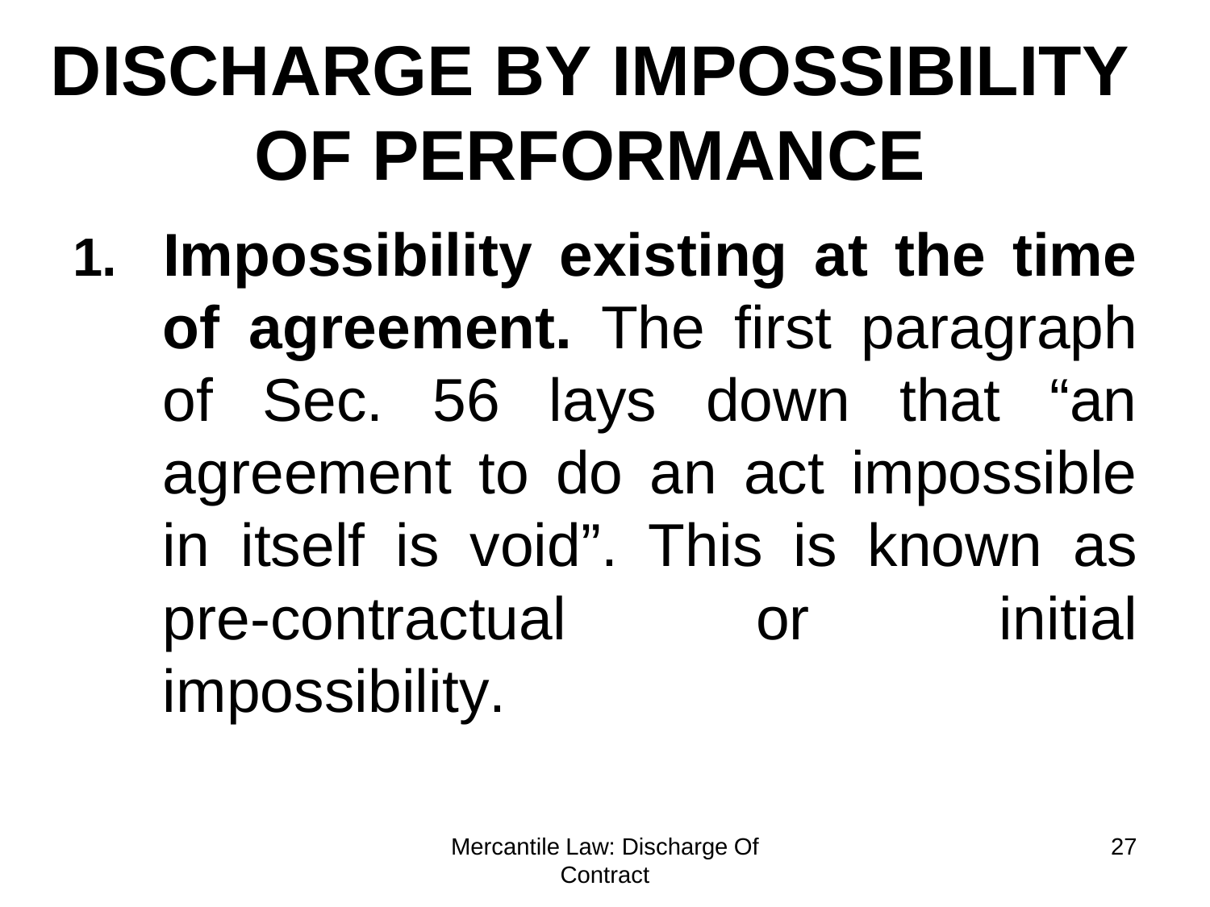# DISCHARGE BY IMPOSSIBILITY OF PERFORMANCE

1. **Impossibility existing at the time of agreement.** The first paragraph of Sec. 56 lays down that "an agreement to do an act impossible in itself is void". This is known as pre-contractual or initial impossibility.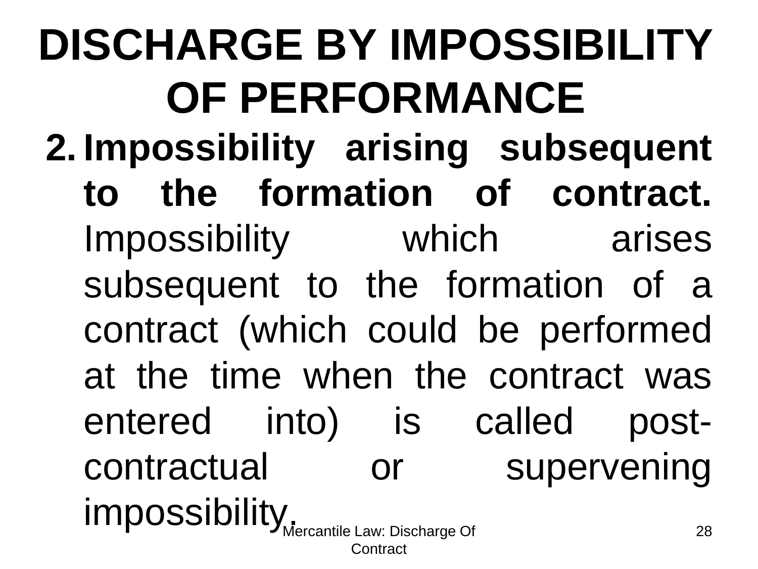# DISCHARGE BY IMPOSSIBILITY OF PERFORMANCE

2. **Impossibility arising subsequent to the formation of contract.** Impossibility which arises subsequent to the formation of a contract (which could be performed at the time when the contract was entered into) is called post-contractual or supervening impossibility.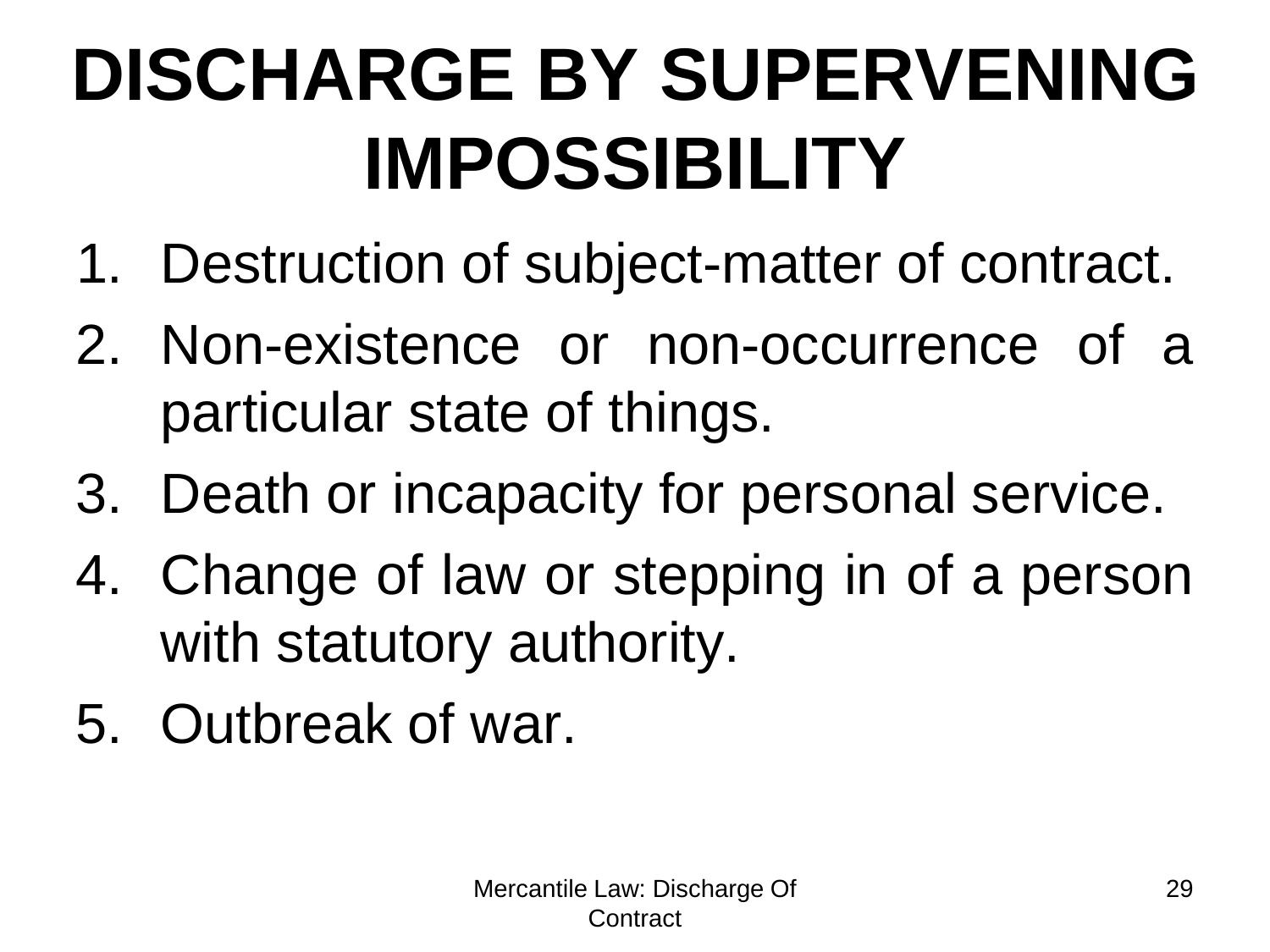# DISCHARGE BY SUPERVENING IMPOSSIBILITY

1. Destruction of subject-matter of contract.
2. Non-existence or non-occurrence of a particular state of things.
3. Death or incapacity for personal service.
4. Change of law or stepping in of a person with statutory authority.
5. Outbreak of war.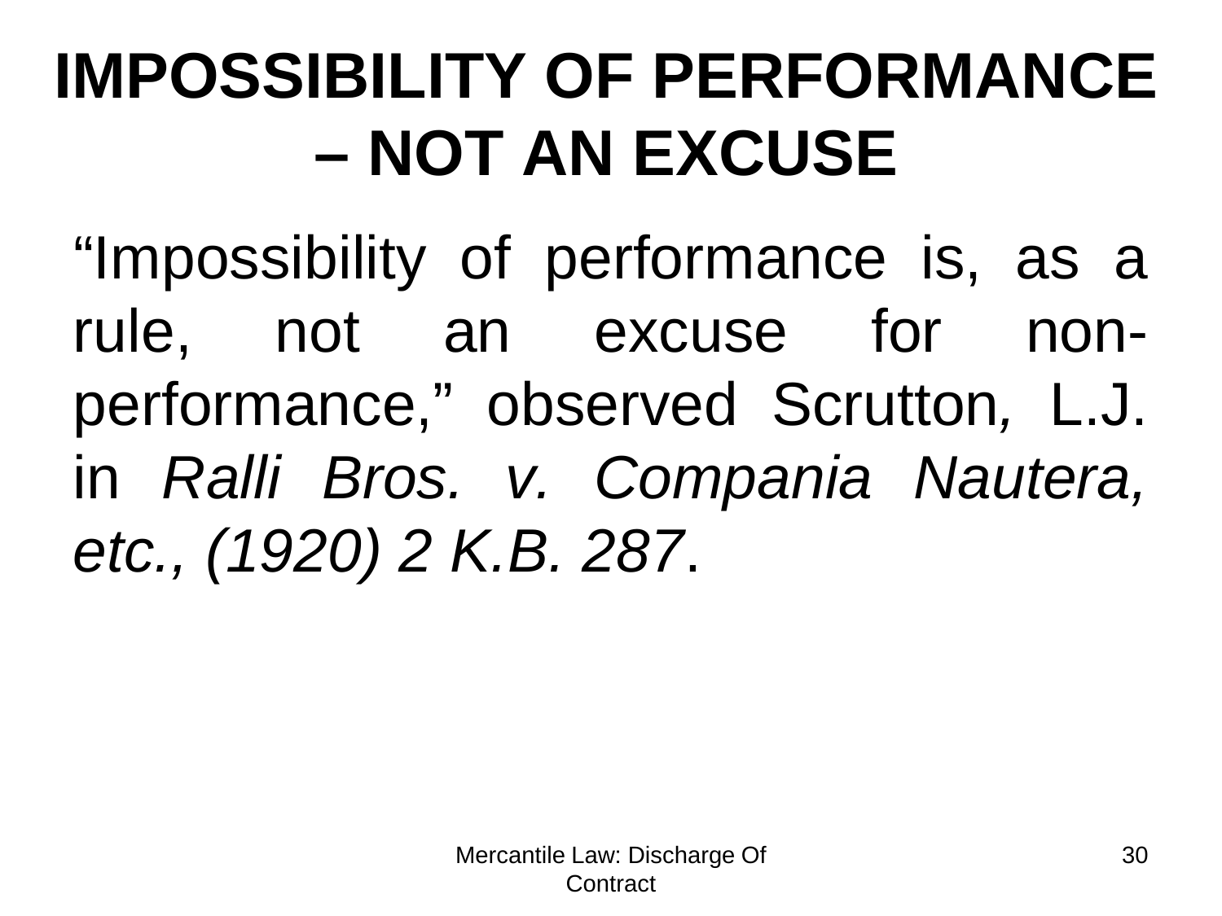# IMPOSSIBILITY OF PERFORMANCE – NOT AN EXCUSE

"Impossibility of performance is, as a rule, not an excuse for non-performance," observed Scrutton, L.J. in *Ralli Bros. v. Compania Nautera, etc., (1920) 2 K.B. 287*.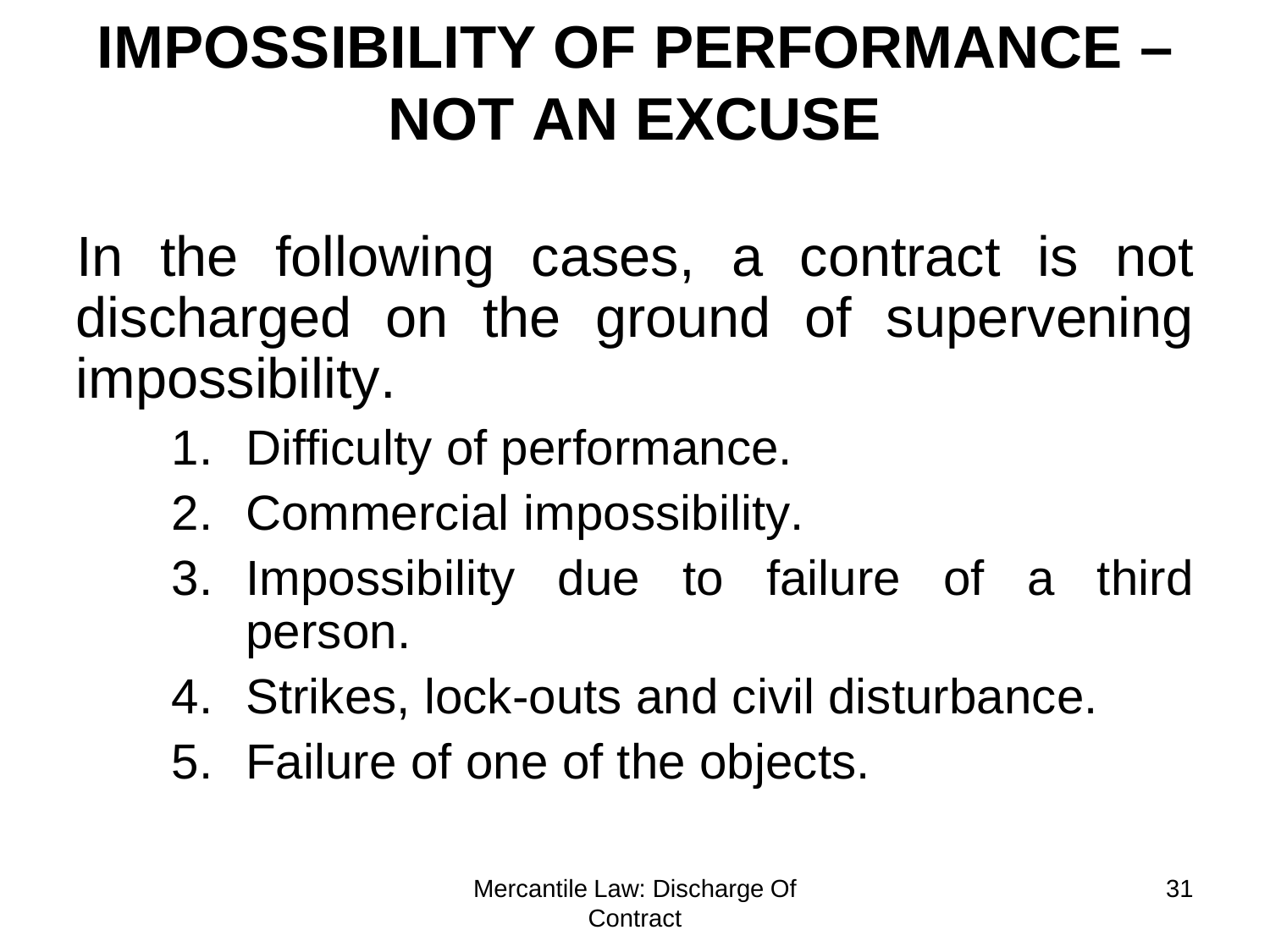# IMPOSSIBILITY OF PERFORMANCE – NOT AN EXCUSE

In the following cases, a contract is not discharged on the ground of supervening impossibility.

1. Difficulty of performance.
2. Commercial impossibility.
3. Impossibility due to failure of a third person.
4. Strikes, lock-outs and civil disturbance.
5. Failure of one of the objects.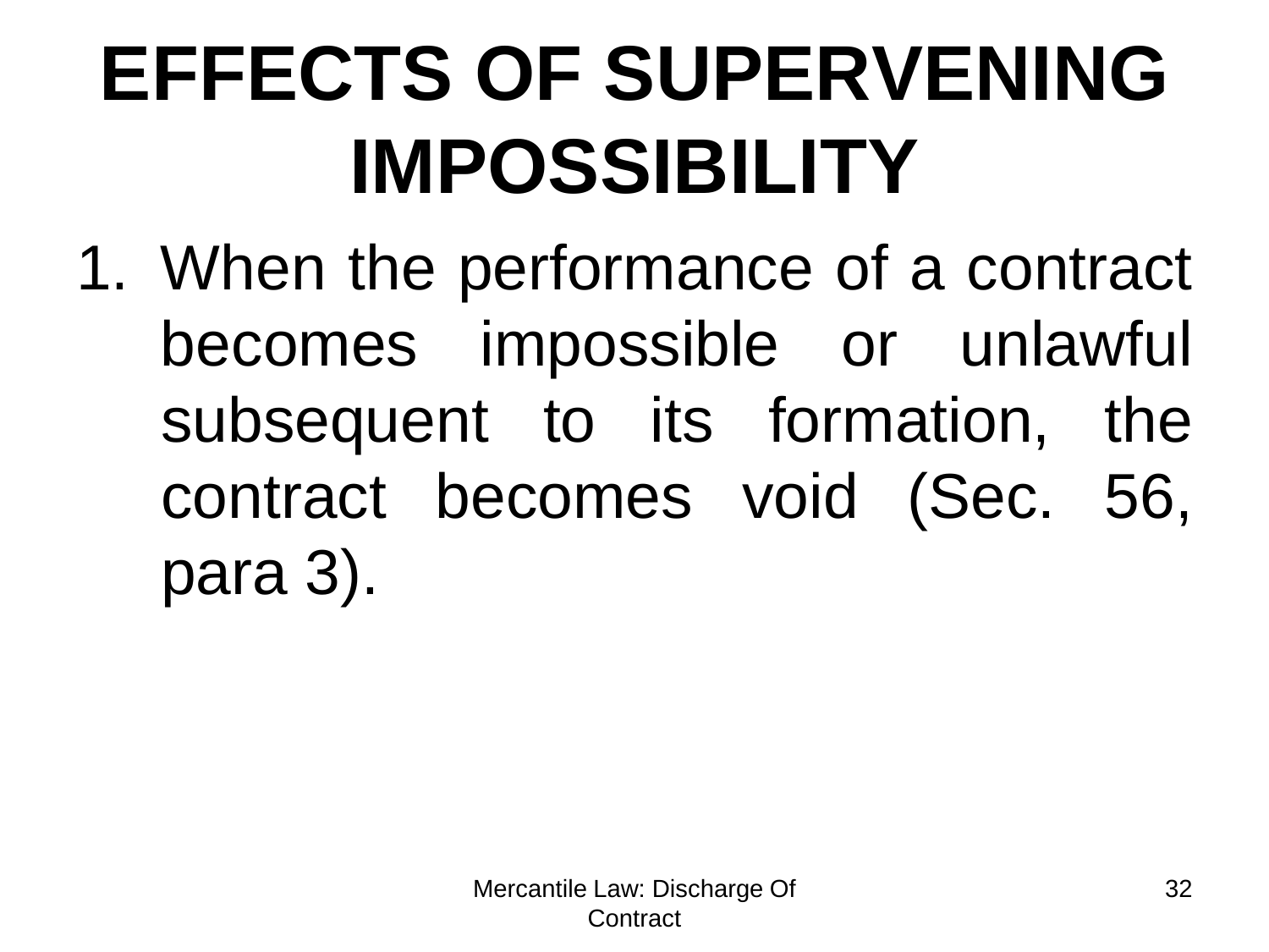# EFFECTS OF SUPERVENING IMPOSSIBILITY

1. When the performance of a contract becomes impossible or unlawful subsequent to its formation, the contract becomes void (Sec. 56, para 3).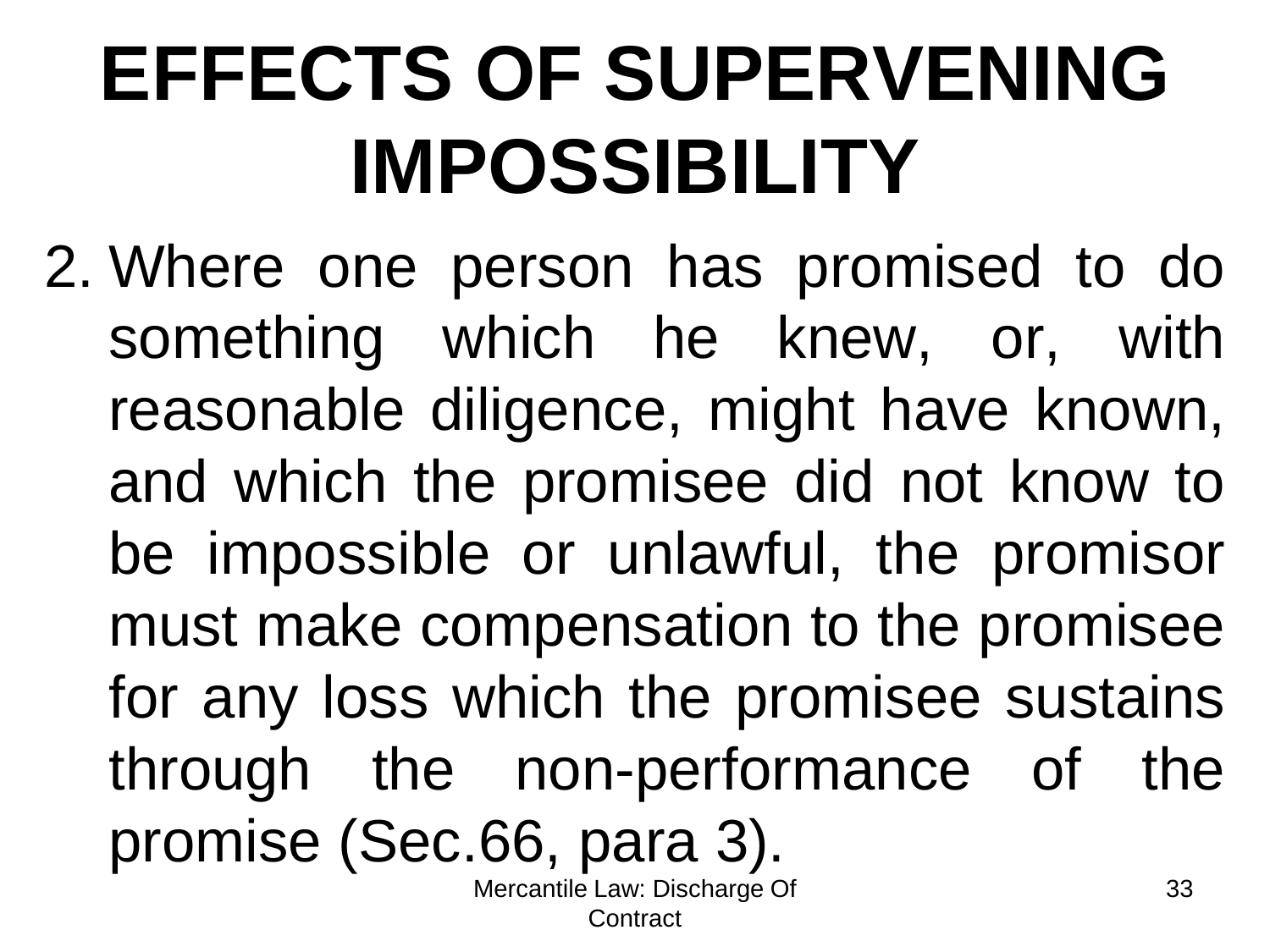# EFFECTS OF SUPERVENING IMPOSSIBILITY

2. Where one person has promised to do something which he knew, or, with reasonable diligence, might have known, and which the promisee did not know to be impossible or unlawful, the promisor must make compensation to the promisee for any loss which the promisee sustains through the non-performance of the promise (Sec.66, para 3).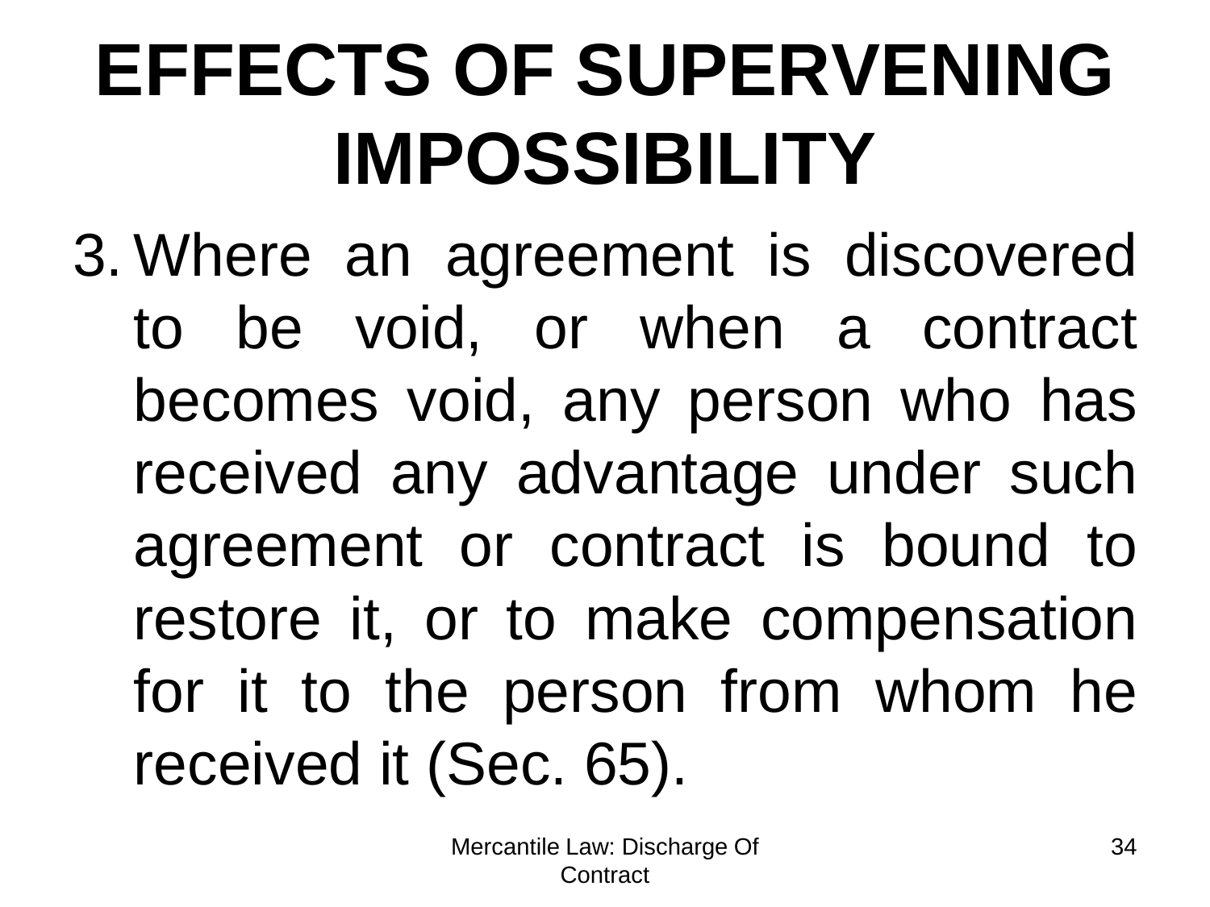# EFFECTS OF SUPERVENING IMPOSSIBILITY

3. Where an agreement is discovered to be void, or when a contract becomes void, any person who has received any advantage under such agreement or contract is bound to restore it, or to make compensation for it to the person from whom he received it (Sec. 65).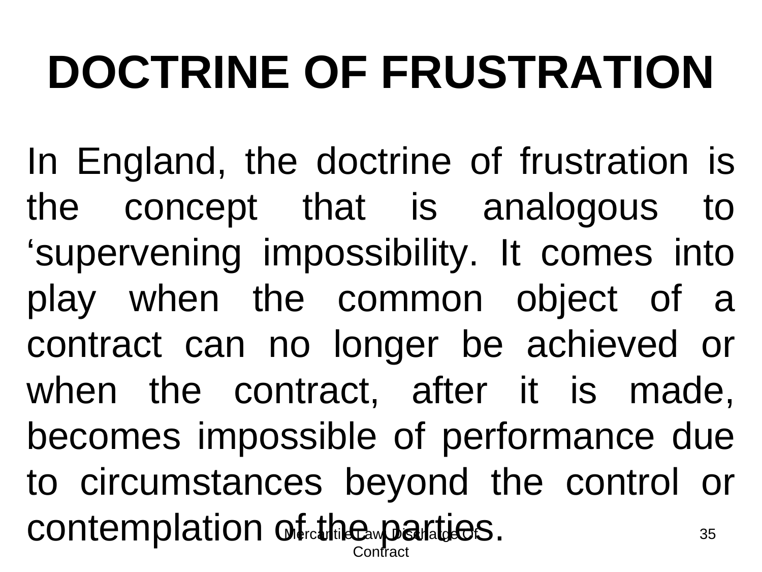# DOCTRINE OF FRUSTRATION

In England, the doctrine of frustration is the concept that is analogous to ‘supervening impossibility. It comes into play when the common object of a contract can no longer be achieved or when the contract, after it is made, becomes impossible of performance due to circumstances beyond the control or contemplation of the parties.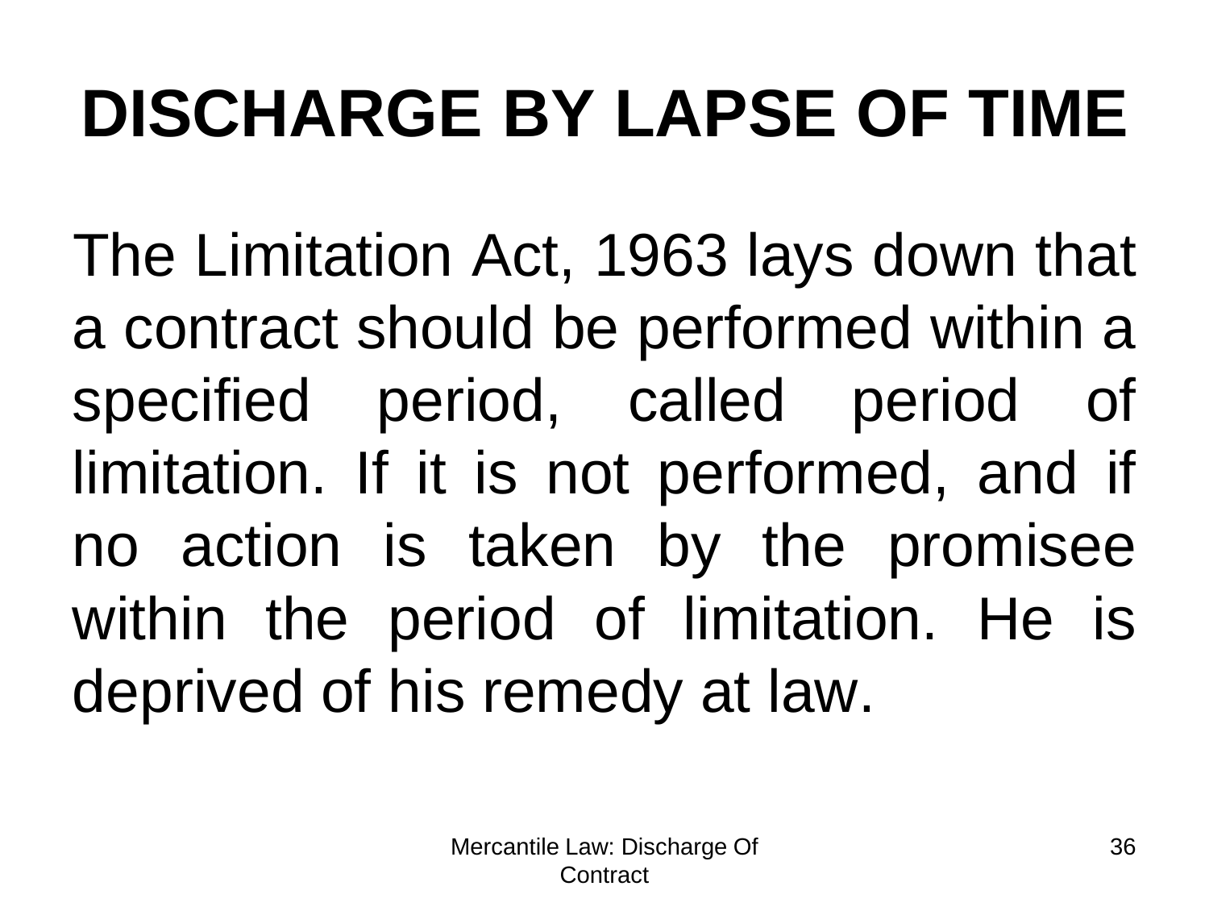# DISCHARGE BY LAPSE OF TIME

The Limitation Act, 1963 lays down that a contract should be performed within a specified period, called period of limitation. If it is not performed, and if no action is taken by the promisee within the period of limitation. He is deprived of his remedy at law.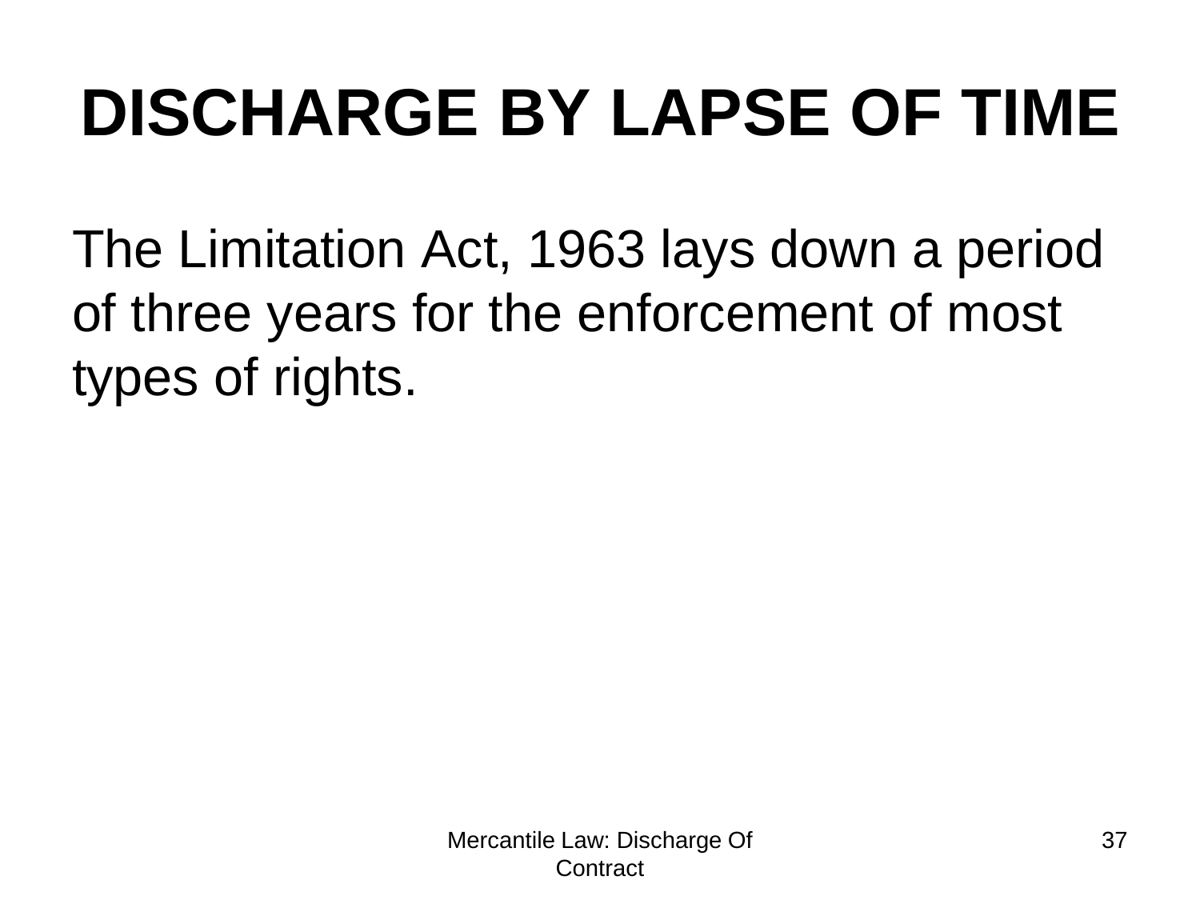# DISCHARGE BY LAPSE OF TIME

The Limitation Act, 1963 lays down a period of three years for the enforcement of most types of rights.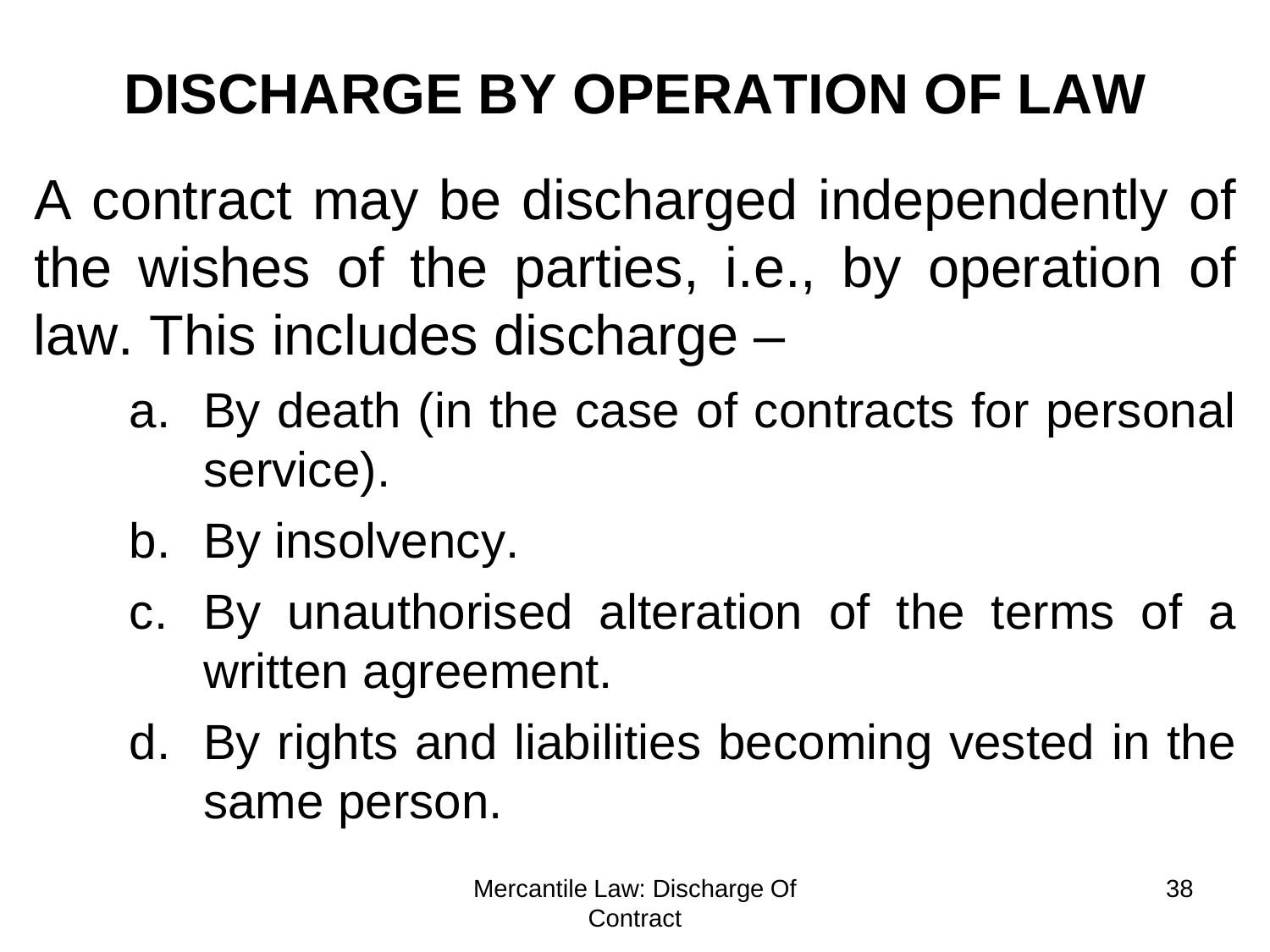# DISCHARGE BY OPERATION OF LAW

A contract may be discharged independently of the wishes of the parties, i.e., by operation of law. This includes discharge –

a. By death (in the case of contracts for personal service).
b. By insolvency.
c. By unauthorised alteration of the terms of a written agreement.
d. By rights and liabilities becoming vested in the same person.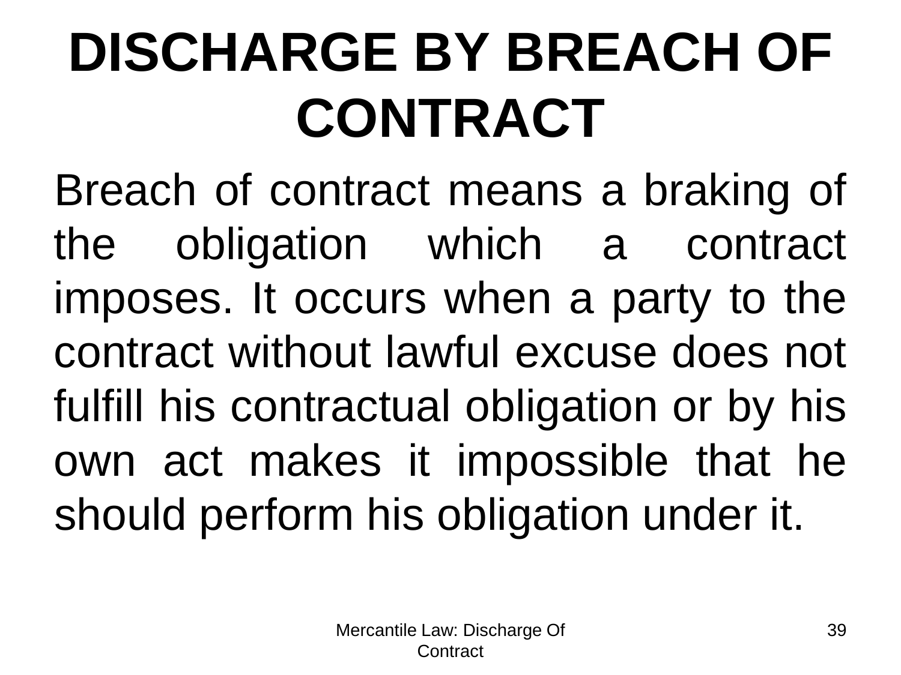# DISCHARGE BY BREACH OF CONTRACT

Breach of contract means a braking of the obligation which a contract imposes. It occurs when a party to the contract without lawful excuse does not fulfill his contractual obligation or by his own act makes it impossible that he should perform his obligation under it.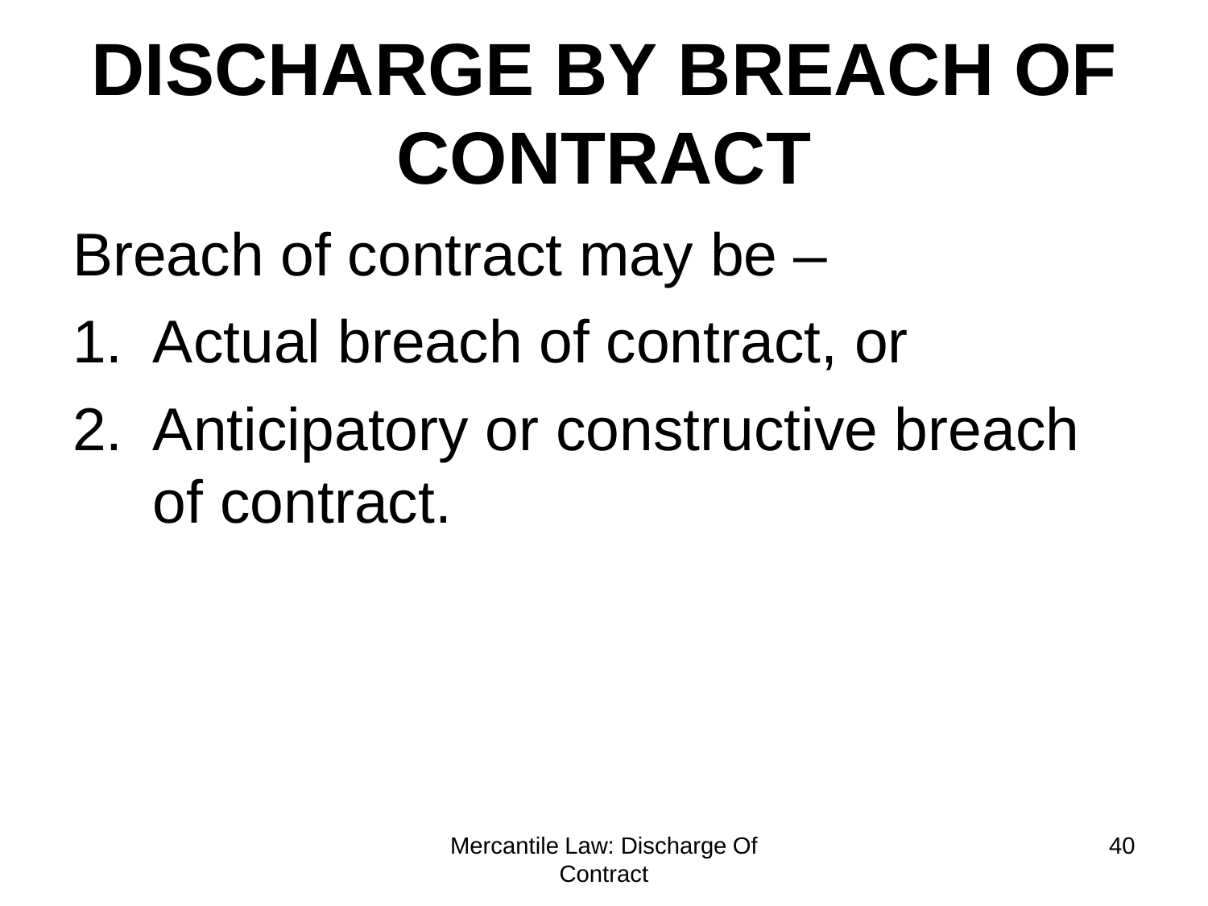# DISCHARGE BY BREACH OF CONTRACT

Breach of contract may be –

1. Actual breach of contract, or
2. Anticipatory or constructive breach of contract.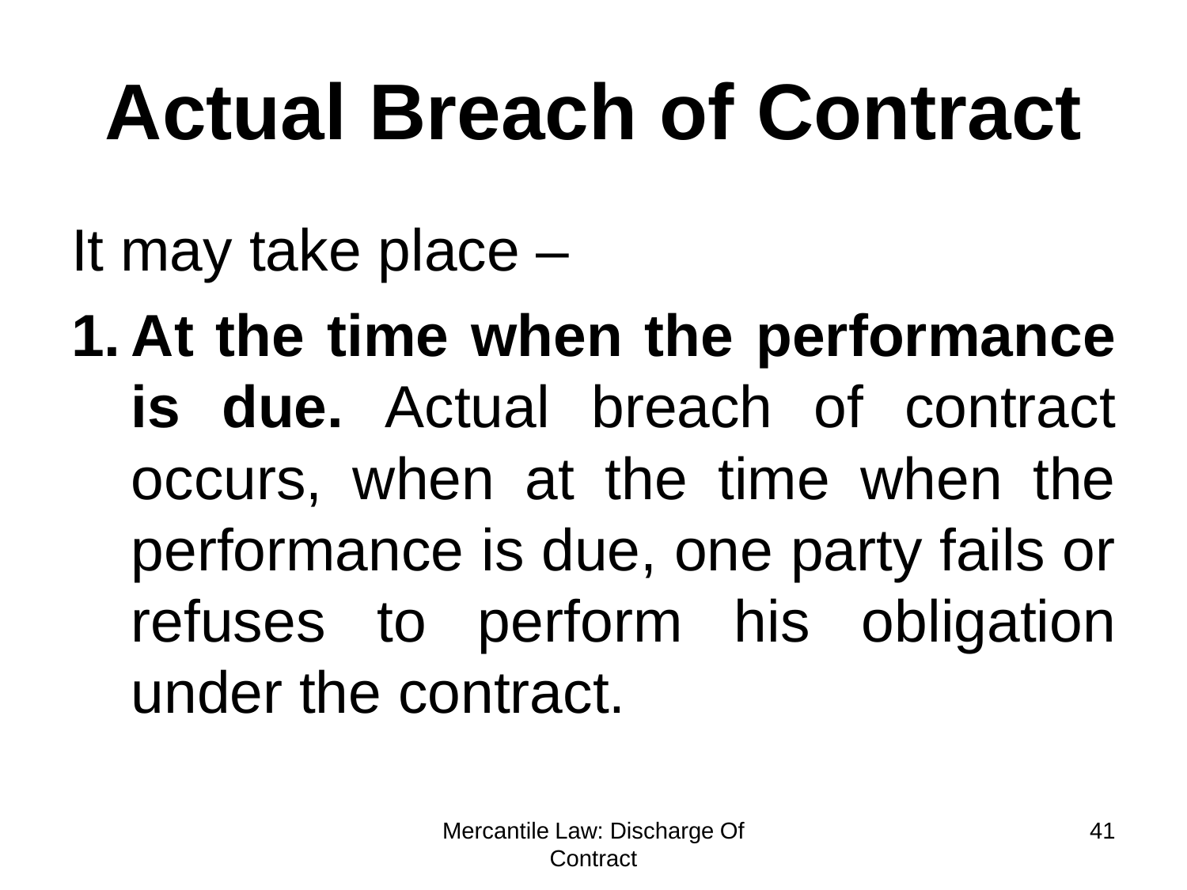# Actual Breach of Contract

It may take place –

1. **At the time when the performance is due.** Actual breach of contract occurs, when at the time when the performance is due, one party fails or refuses to perform his obligation under the contract.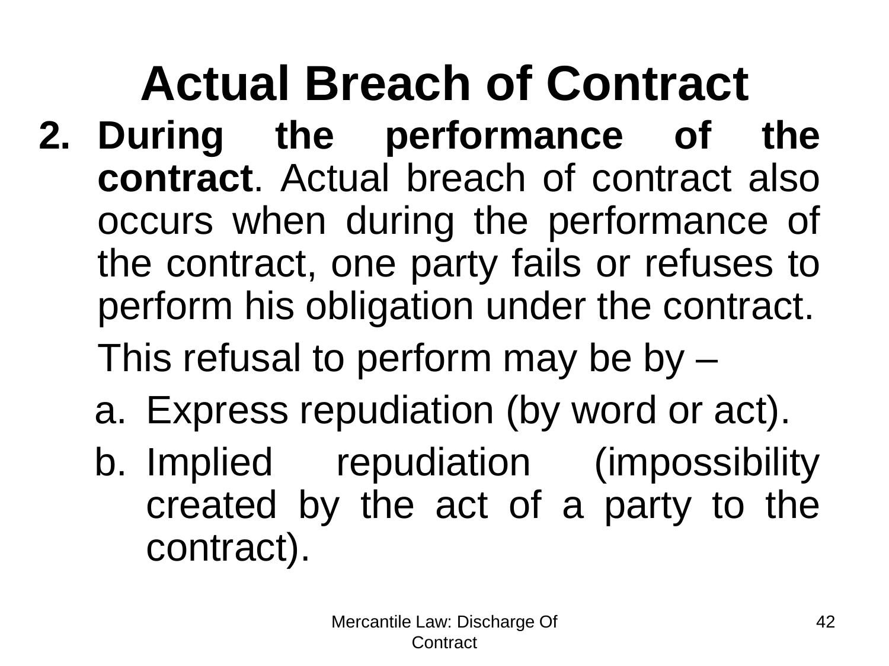# Actual Breach of Contract

2. **During the performance of the contract**. Actual breach of contract also occurs when during the performance of the contract, one party fails or refuses to perform his obligation under the contract.

   This refusal to perform may be by –

   a. Express repudiation (by word or act).
   b. Implied repudiation (impossibility created by the act of a party to the contract).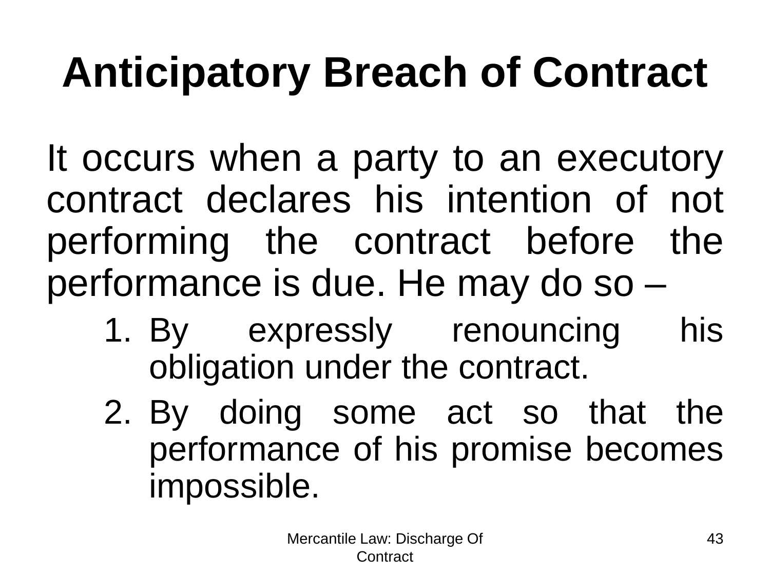# Anticipatory Breach of Contract

It occurs when a party to an executory contract declares his intention of not performing the contract before the performance is due. He may do so –

1. By expressly renouncing his obligation under the contract.
2. By doing some act so that the performance of his promise becomes impossible.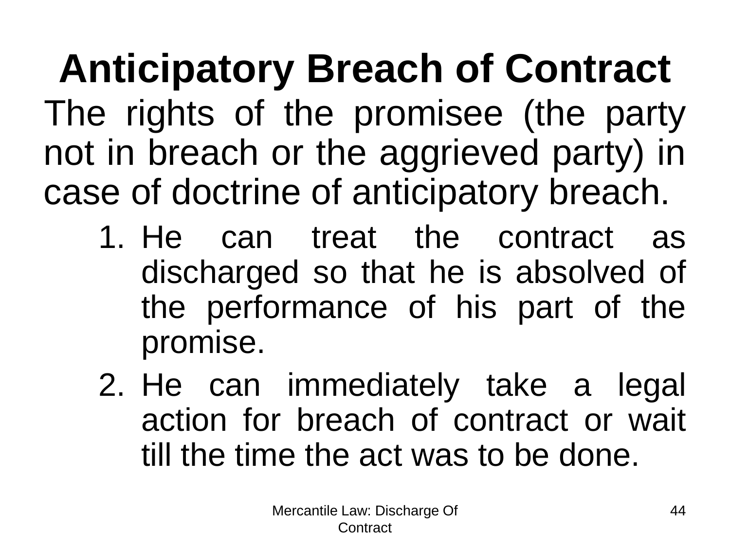# Anticipatory Breach of Contract

The rights of the promisee (the party not in breach or the aggrieved party) in case of doctrine of anticipatory breach.

1. He can treat the contract as discharged so that he is absolved of the performance of his part of the promise.
2. He can immediately take a legal action for breach of contract or wait till the time the act was to be done.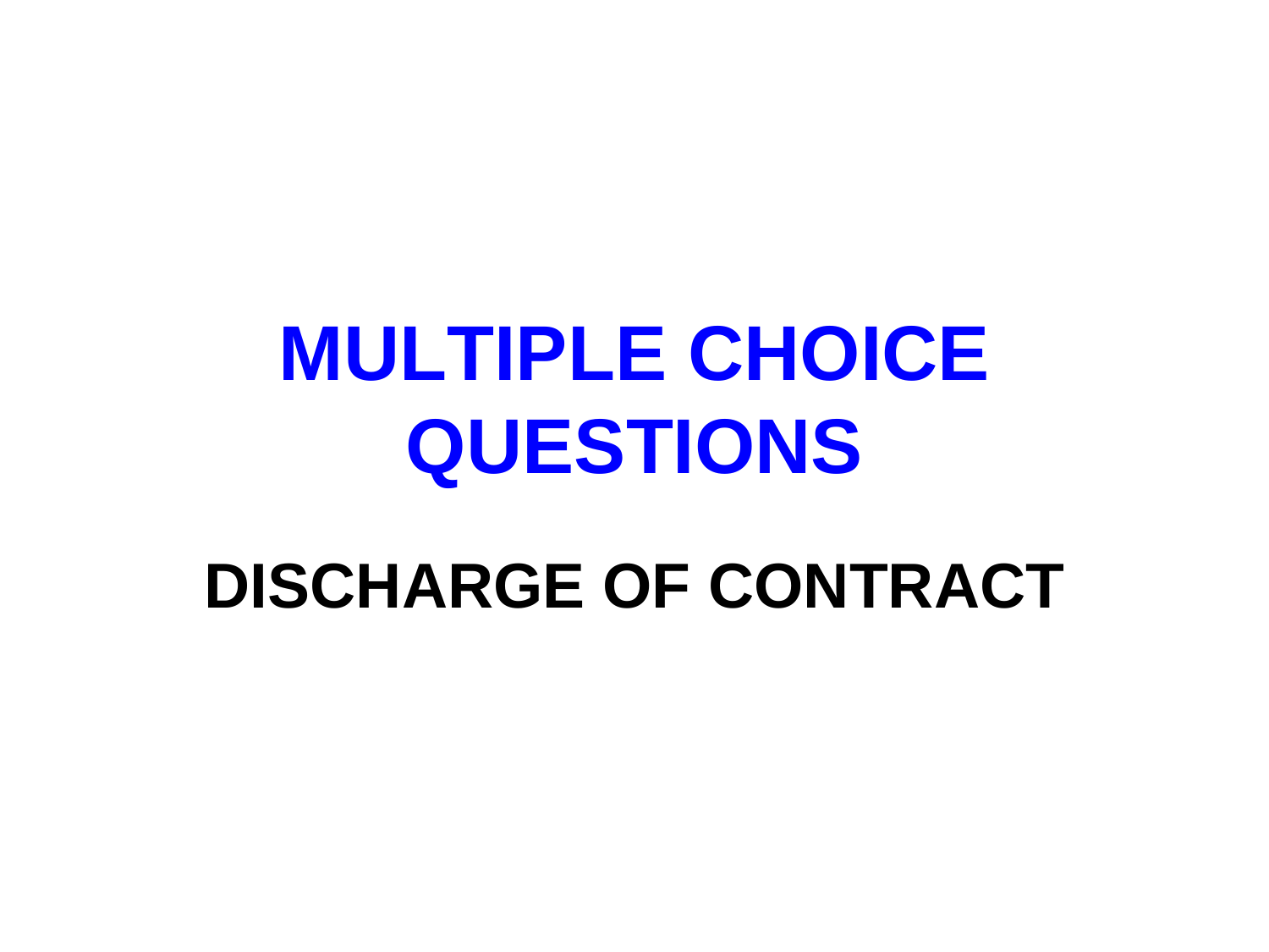# MULTIPLE CHOICE QUESTIONS

## DISCHARGE OF CONTRACT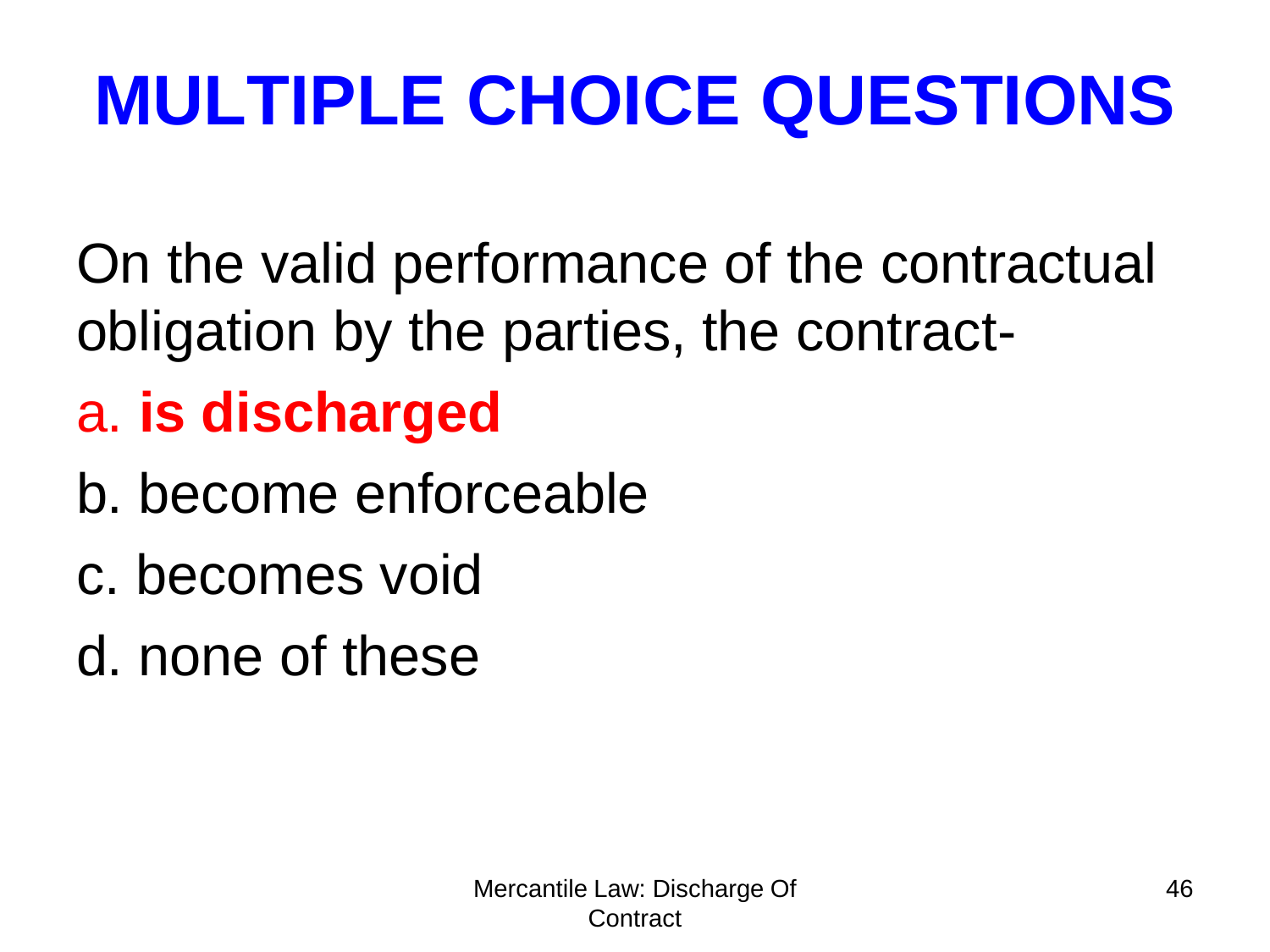# MULTIPLE CHOICE QUESTIONS

On the valid performance of the contractual obligation by the parties, the contract-

a. **is discharged**

b. become enforceable

c. becomes void

d. none of these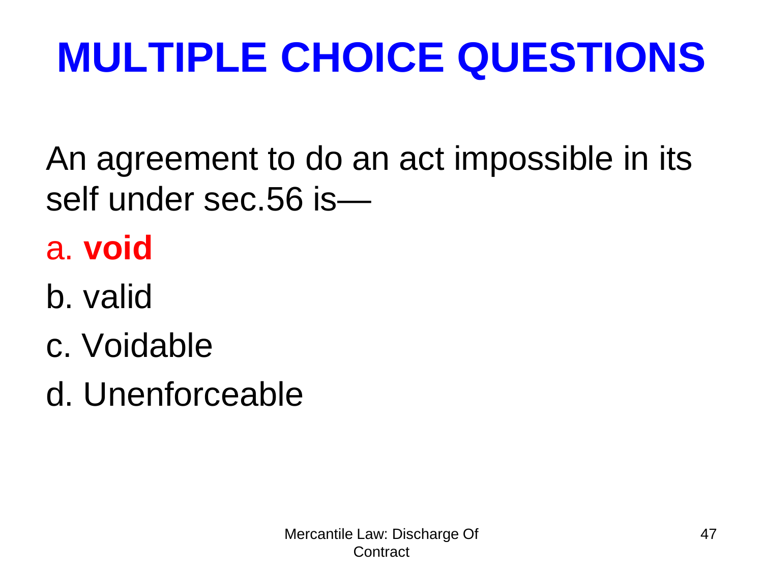# MULTIPLE CHOICE QUESTIONS

An agreement to do an act impossible in its self under sec.56 is—

a. **void**

b. valid

c. Voidable

d. Unenforceable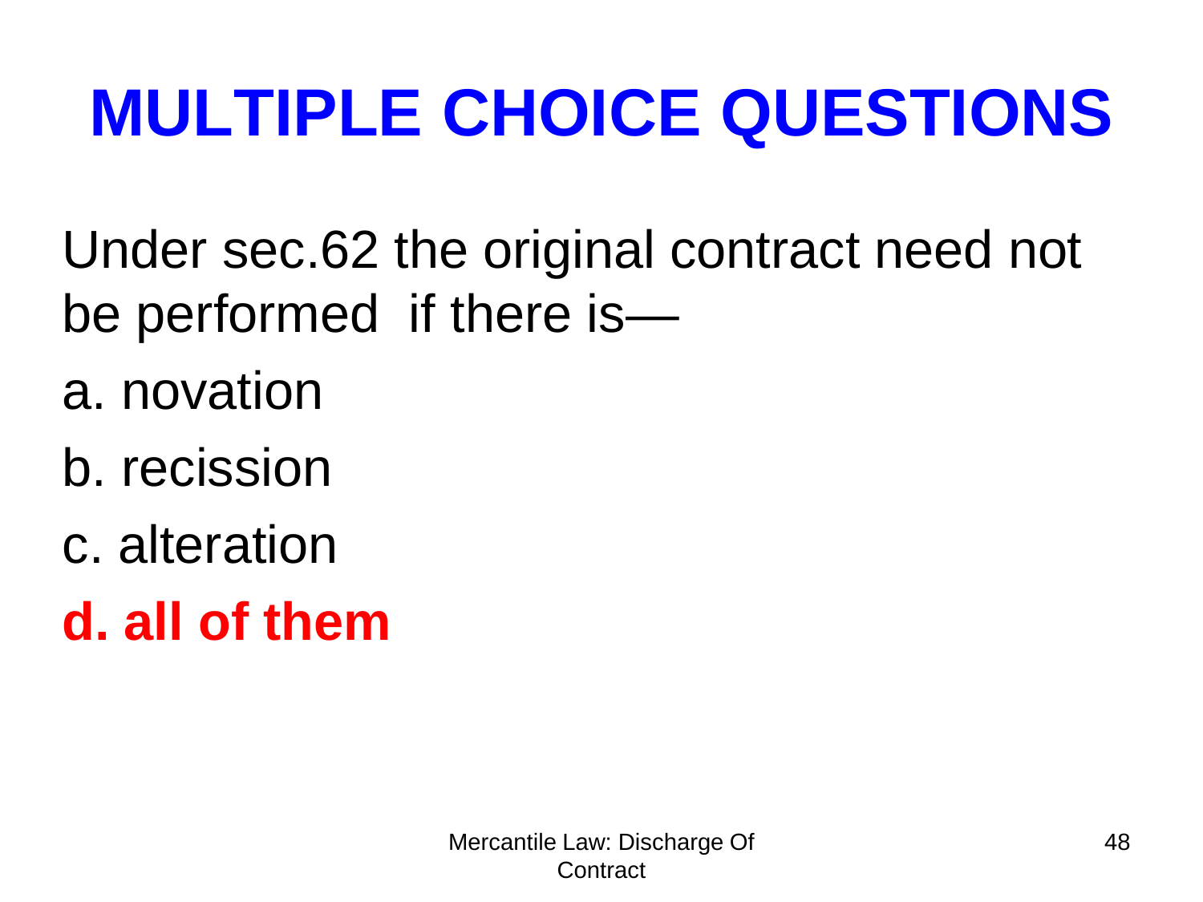# MULTIPLE CHOICE QUESTIONS

Under sec.62 the original contract need not be performed if there is—

a. novation

b. recission

c. alteration

**d. all of them**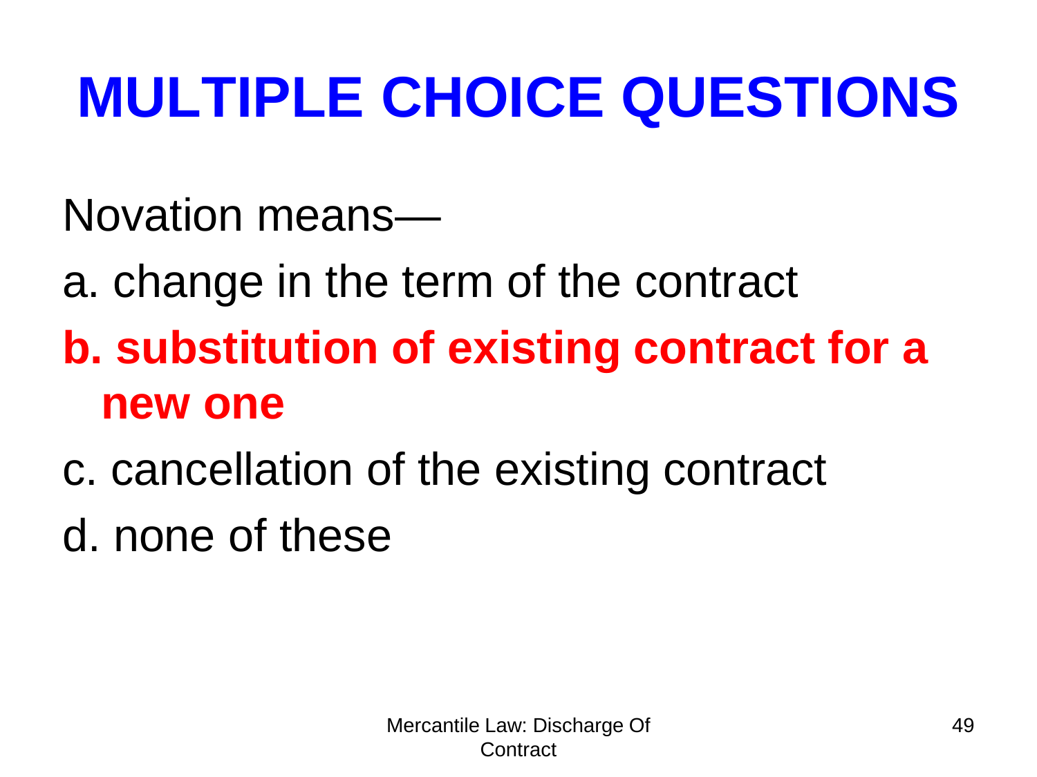# MULTIPLE CHOICE QUESTIONS

Novation means—

a. change in the term of the contract

**b. substitution of existing contract for a new one**

c. cancellation of the existing contract

d. none of these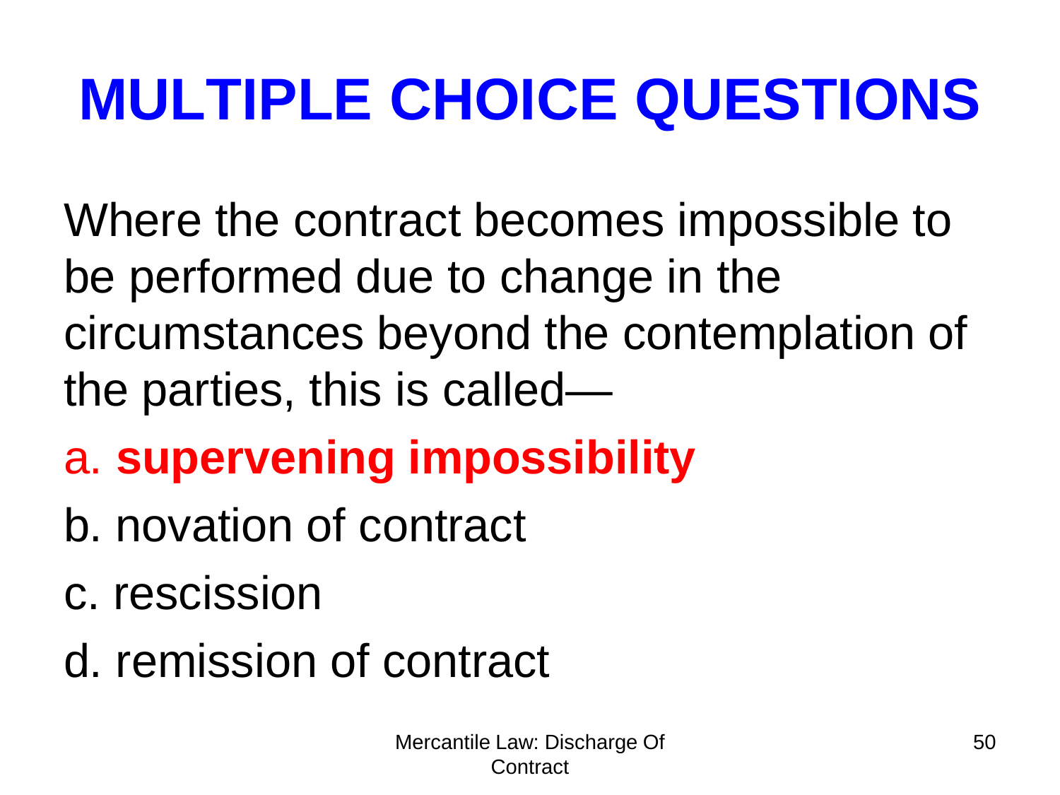# MULTIPLE CHOICE QUESTIONS

Where the contract becomes impossible to be performed due to change in the circumstances beyond the contemplation of the parties, this is called—

a. **supervening impossibility**

b. novation of contract

c. rescission

d. remission of contract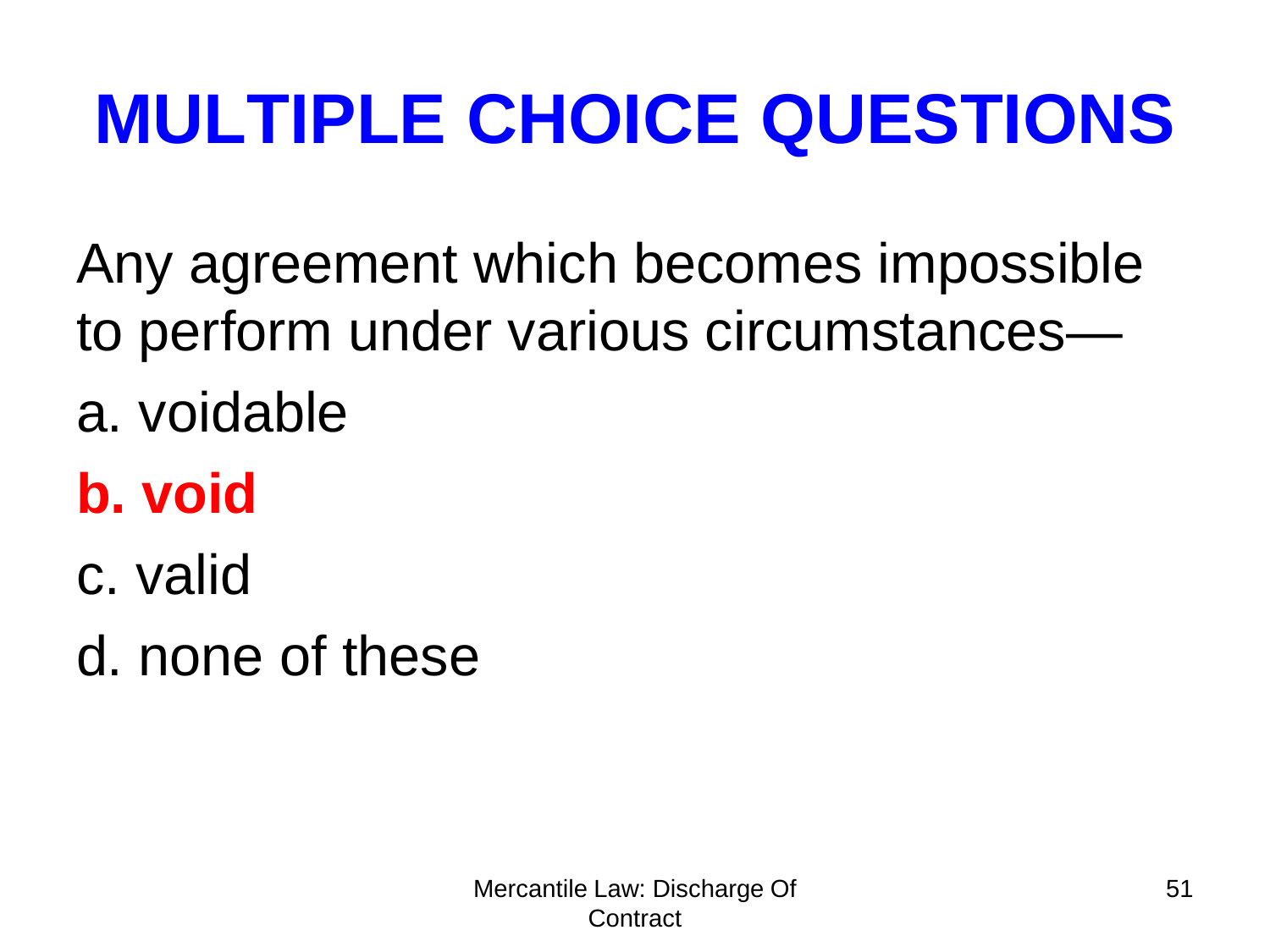# MULTIPLE CHOICE QUESTIONS

Any agreement which becomes impossible to perform under various circumstances—

a. voidable

**b. void**

c. valid

d. none of these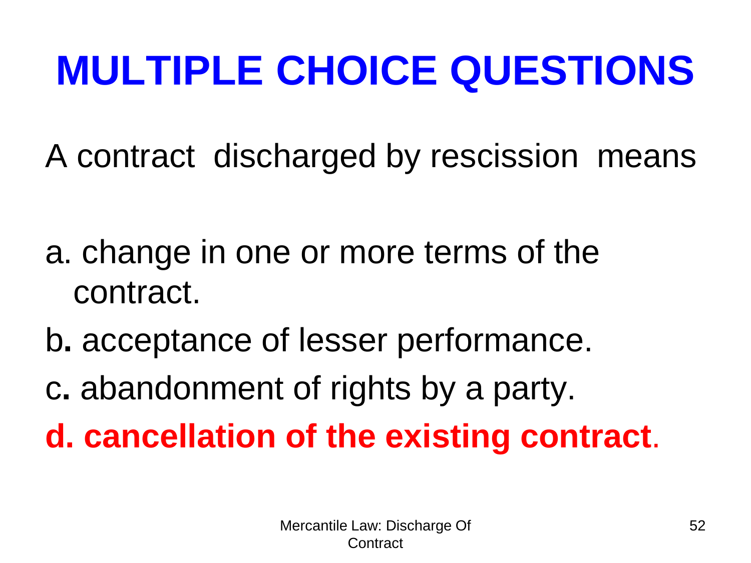# MULTIPLE CHOICE QUESTIONS

A contract discharged by rescission means

a. change in one or more terms of the contract.

b. acceptance of lesser performance.

c. abandonment of rights by a party.

**d. cancellation of the existing contract.**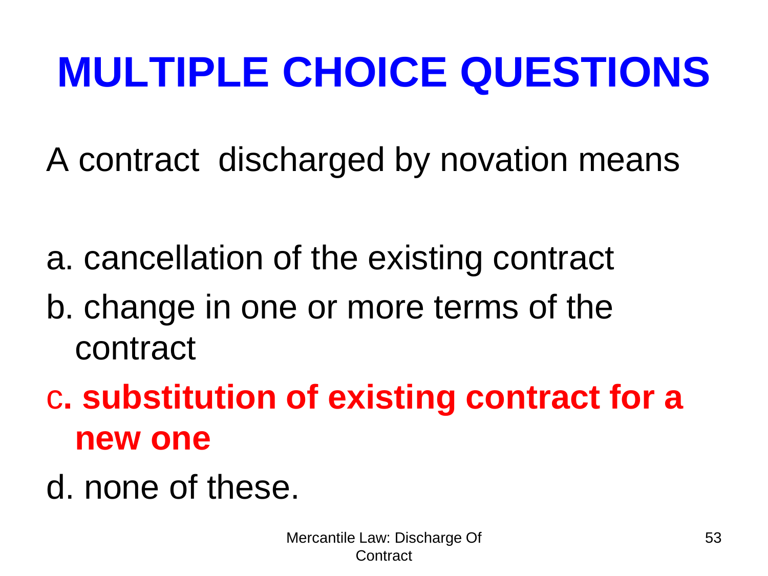# MULTIPLE CHOICE QUESTIONS

A contract discharged by novation means

a. cancellation of the existing contract

b. change in one or more terms of the contract

c**. substitution of existing contract for a new one**

d. none of these.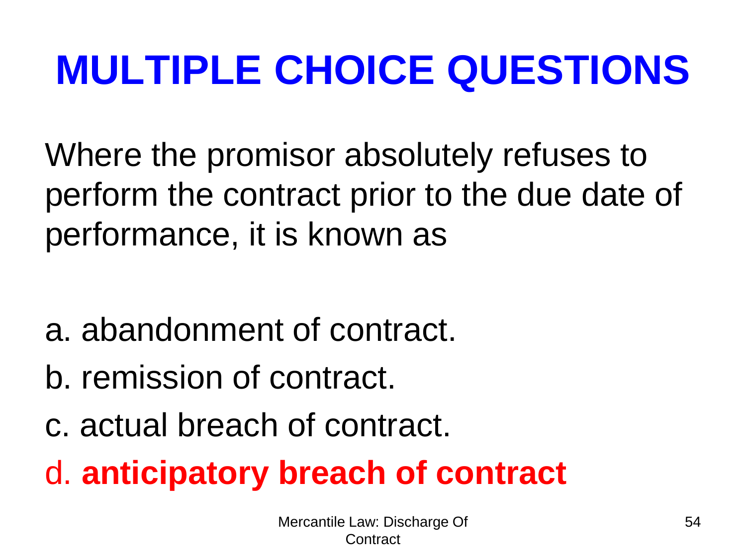# MULTIPLE CHOICE QUESTIONS

Where the promisor absolutely refuses to perform the contract prior to the due date of performance, it is known as

a. abandonment of contract.

b. remission of contract.

c. actual breach of contract.

d. **anticipatory breach of contract**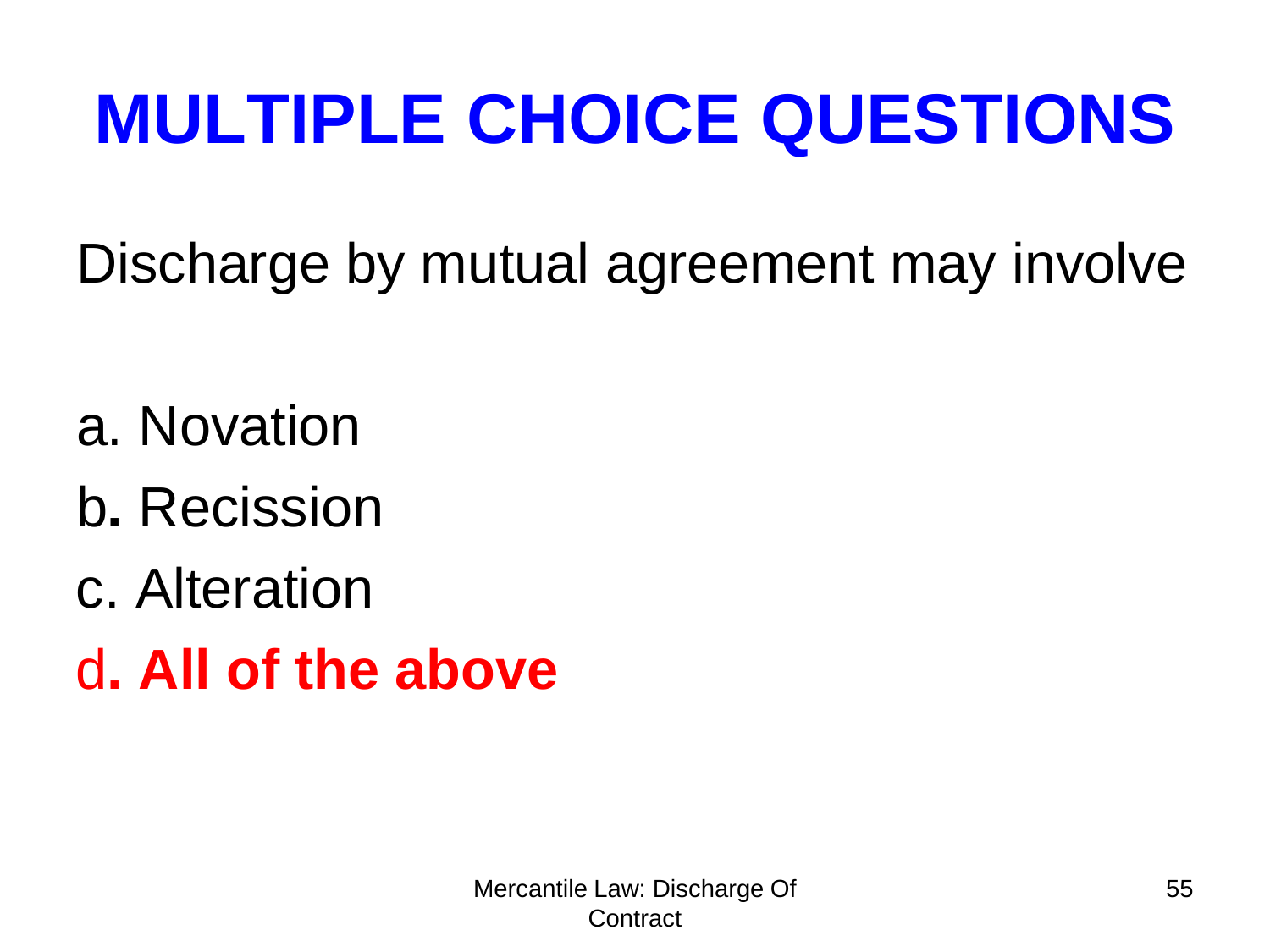# MULTIPLE CHOICE QUESTIONS

Discharge by mutual agreement may involve

a. Novation

b. Recission

c. Alteration

d. **All of the above**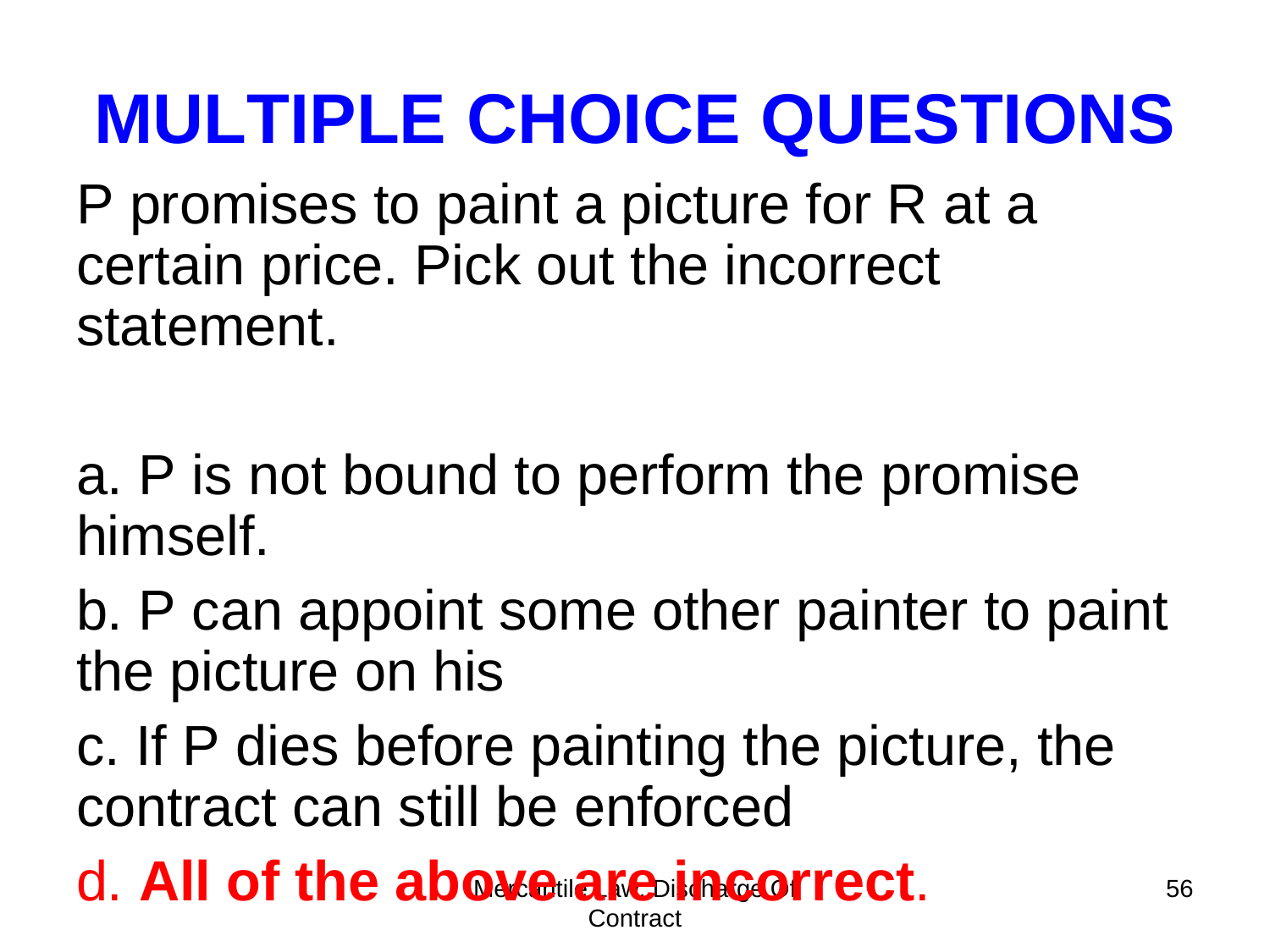# MULTIPLE CHOICE QUESTIONS

P promises to paint a picture for R at a certain price. Pick out the incorrect statement.

a. P is not bound to perform the promise himself.

b. P can appoint some other painter to paint the picture on his

c. If P dies before painting the picture, the contract can still be enforced

d. **All of the above are incorrect**.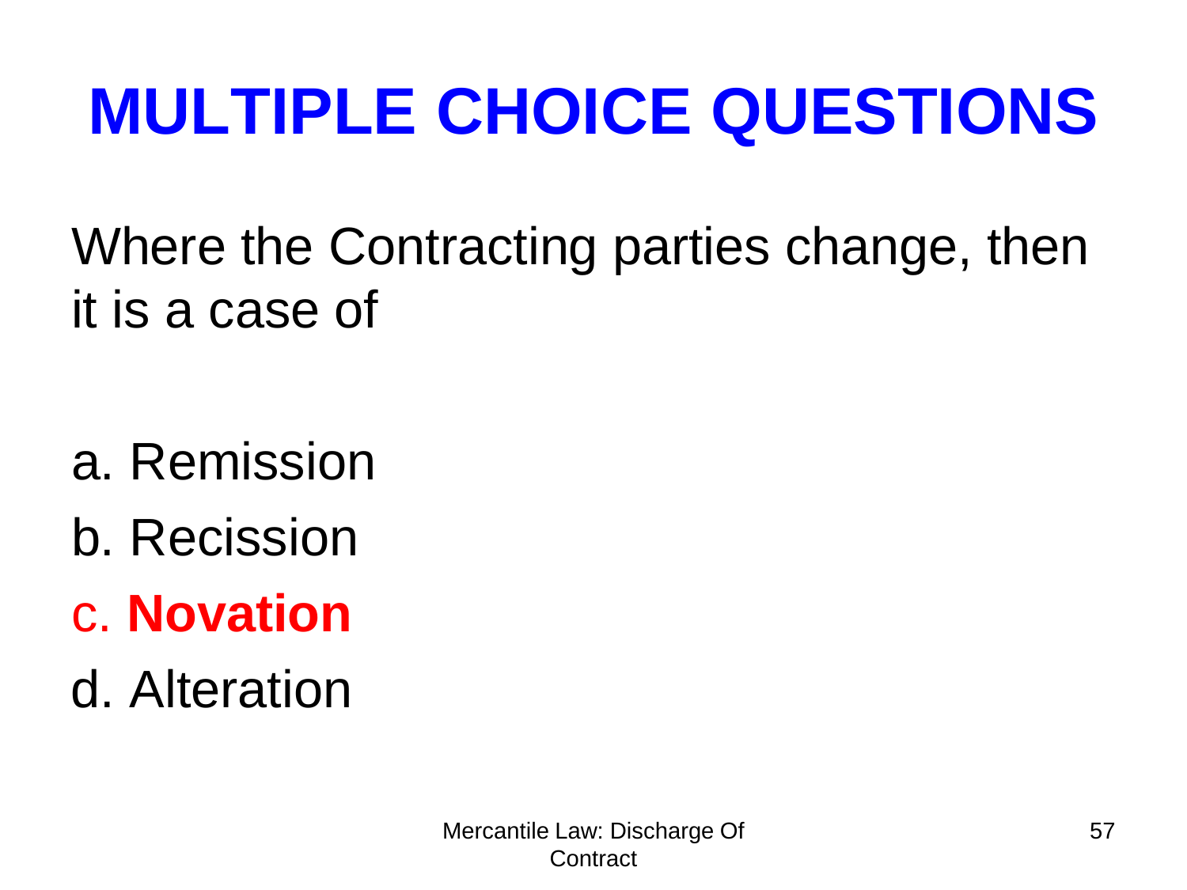# MULTIPLE CHOICE QUESTIONS

Where the Contracting parties change, then it is a case of

a. Remission

b. Recission

c. **Novation**

d. Alteration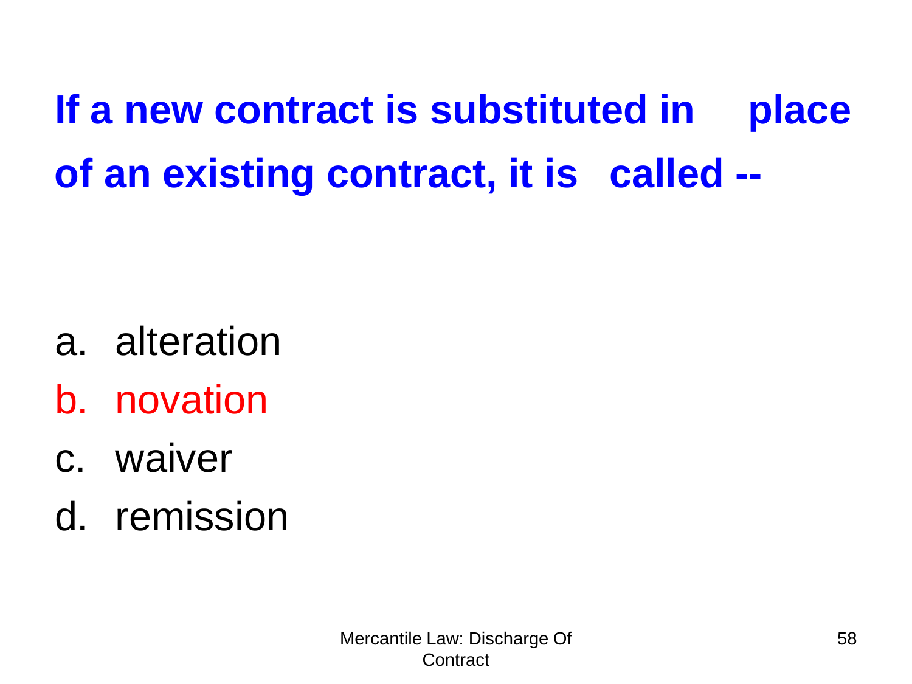**If a new contract is substituted in place of an existing contract, it is called --**

a. alteration
b. novation
c. waiver
d. remission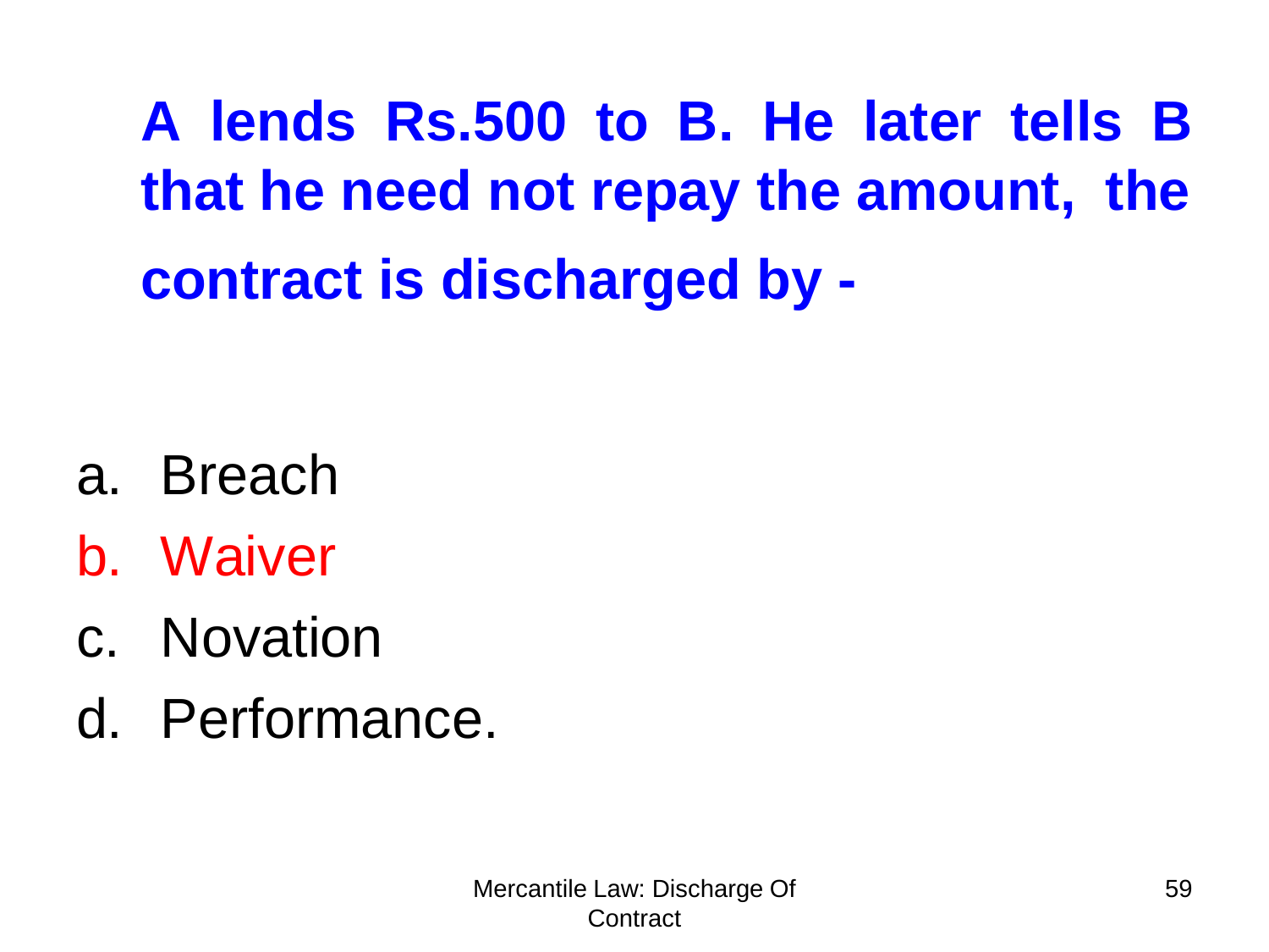**A lends Rs.500 to B. He later tells B that he need not repay the amount, the contract is discharged by -**

a. Breach
b. Waiver
c. Novation
d. Performance.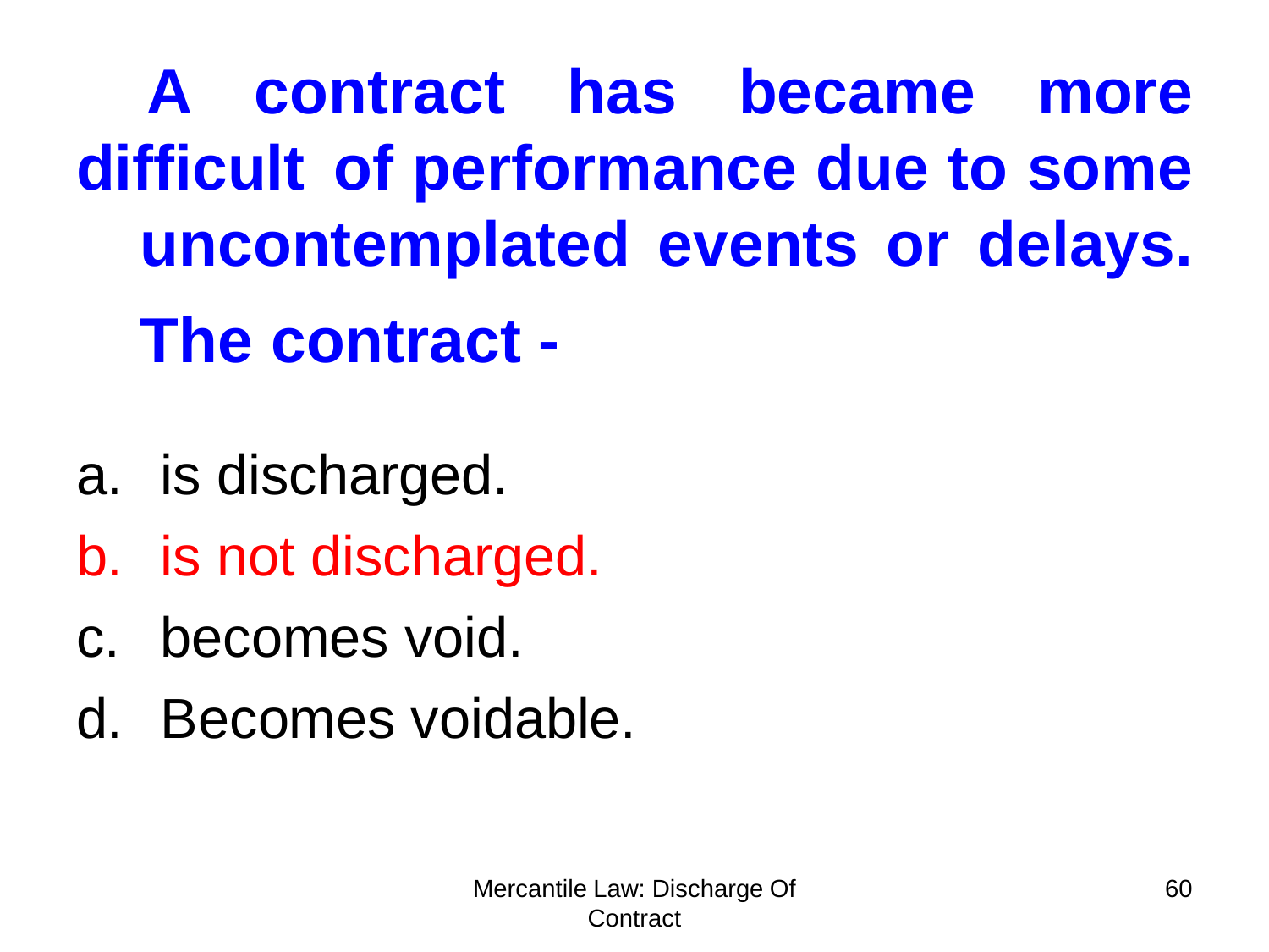**A contract has became more difficult of performance due to some uncontemplated events or delays. The contract -**

a. is discharged.
b. is not discharged.
c. becomes void.
d. Becomes voidable.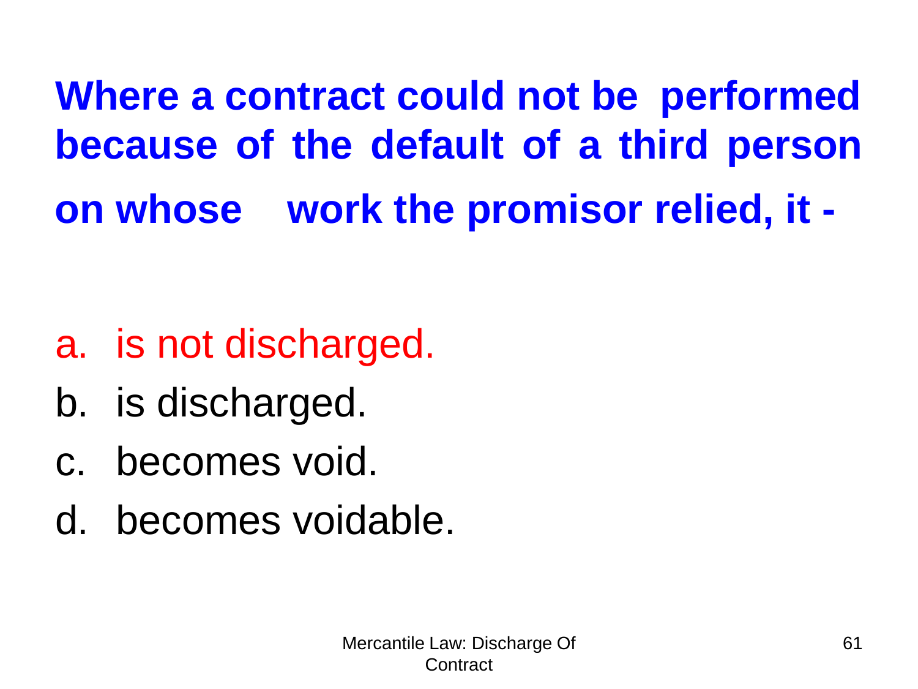**Where a contract could not be performed because of the default of a third person on whose work the promisor relied, it -**

a. is not discharged.
b. is discharged.
c. becomes void.
d. becomes voidable.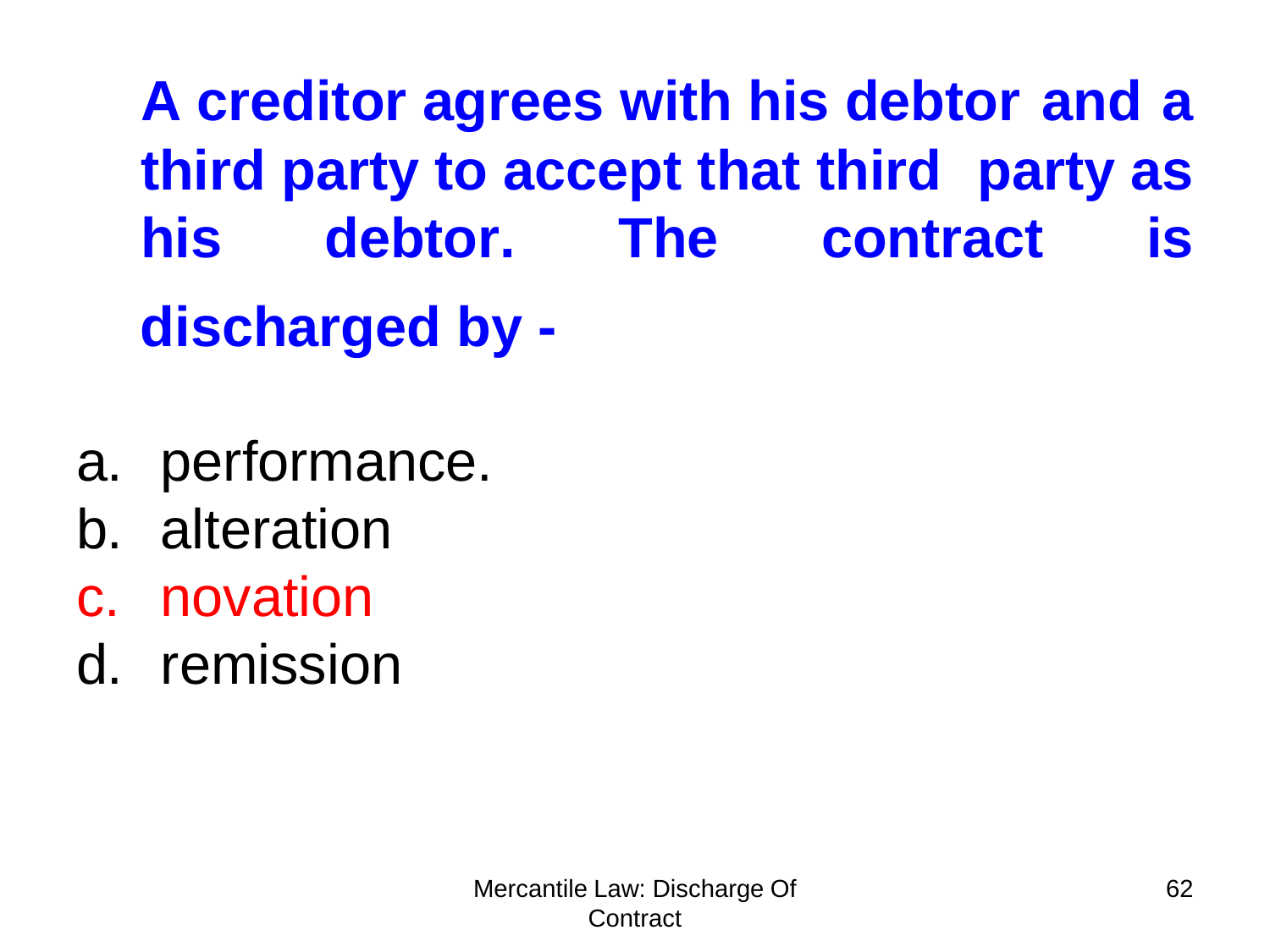**A creditor agrees with his debtor and a third party to accept that third party as his debtor. The contract is discharged by -**

a. performance.
b. alteration
c. novation
d. remission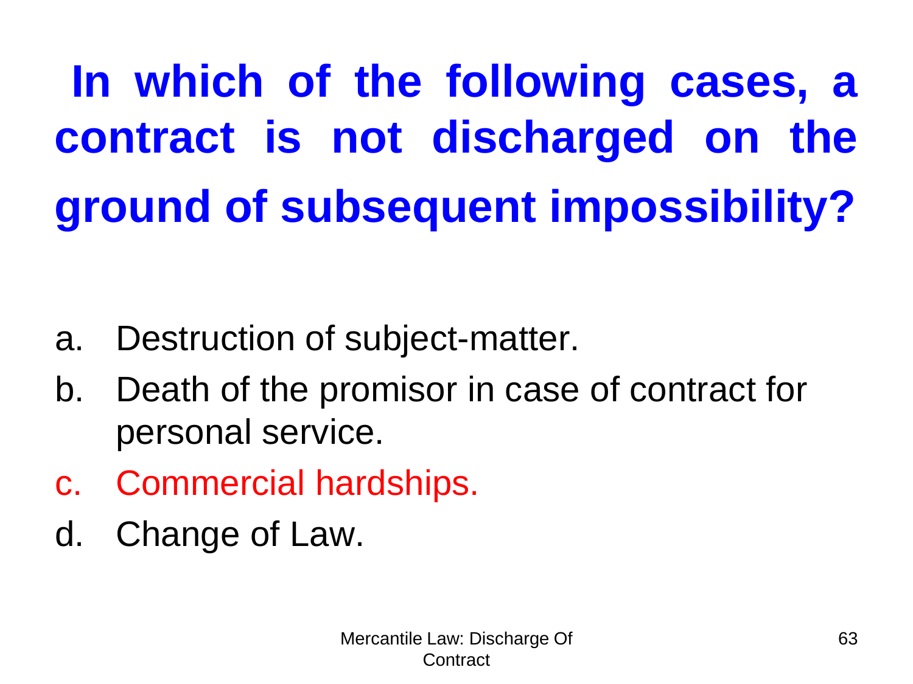# In which of the following cases, a contract is not discharged on the ground of subsequent impossibility?

a. Destruction of subject-matter.
b. Death of the promisor in case of contract for personal service.
c. Commercial hardships.
d. Change of Law.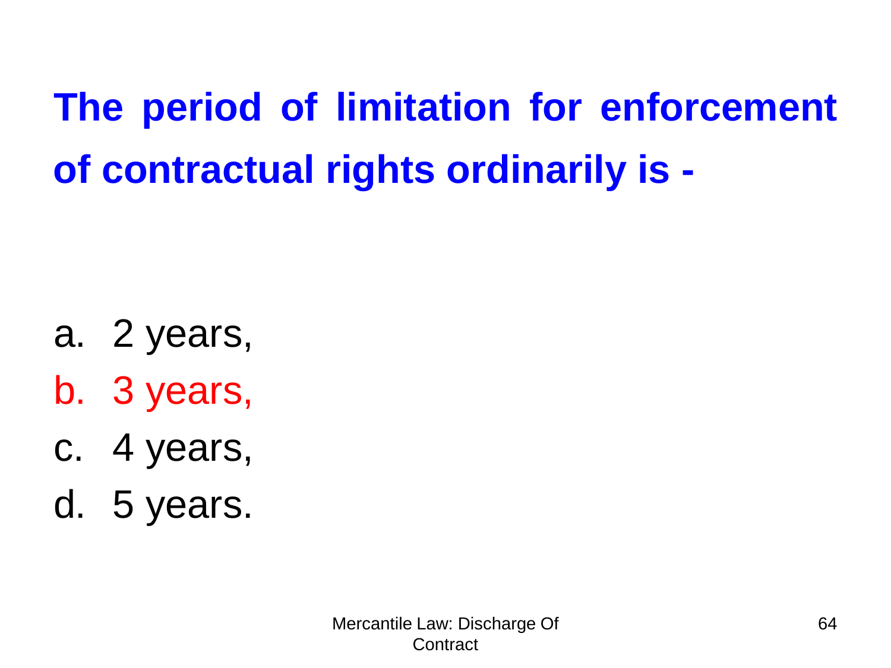**The period of limitation for enforcement of contractual rights ordinarily is -**

a. 2 years,
b. 3 years,
c. 4 years,
d. 5 years.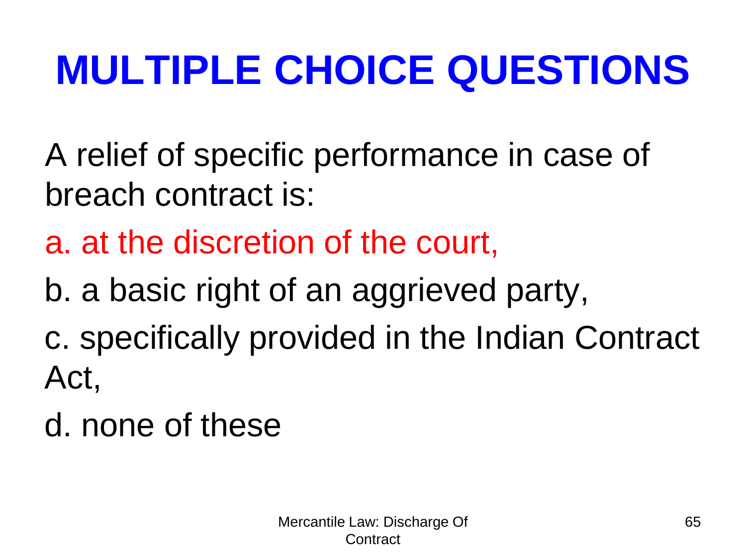# MULTIPLE CHOICE QUESTIONS

A relief of specific performance in case of breach contract is:

a. at the discretion of the court,

b. a basic right of an aggrieved party,

c. specifically provided in the Indian Contract Act,

d. none of these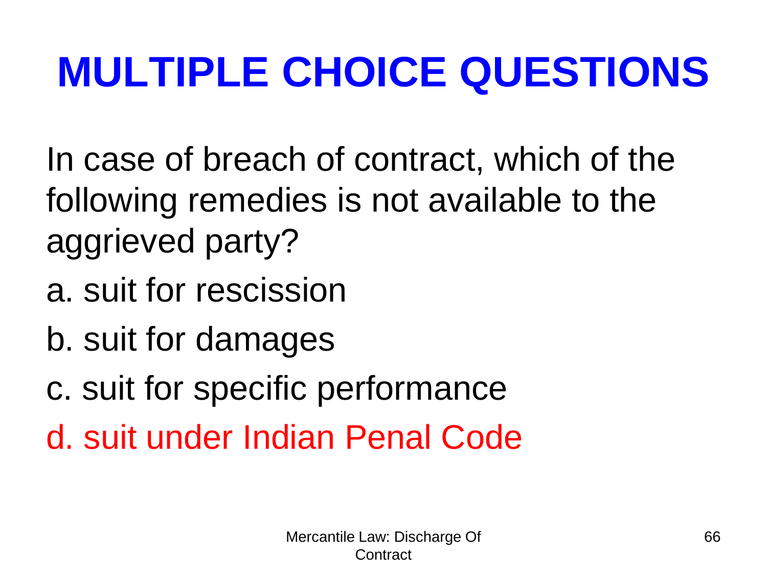# MULTIPLE CHOICE QUESTIONS

In case of breach of contract, which of the following remedies is not available to the aggrieved party?

a. suit for rescission

b. suit for damages

c. suit for specific performance

d. suit under Indian Penal Code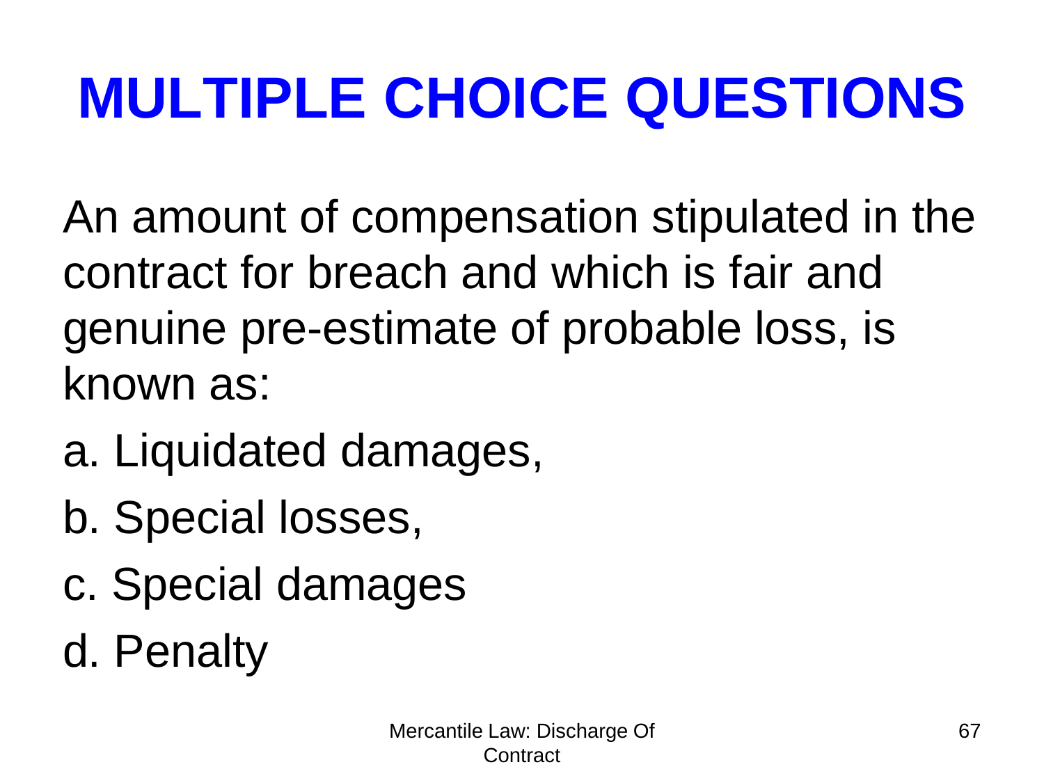# MULTIPLE CHOICE QUESTIONS

An amount of compensation stipulated in the contract for breach and which is fair and genuine pre-estimate of probable loss, is known as:

a. Liquidated damages,

b. Special losses,

c. Special damages

d. Penalty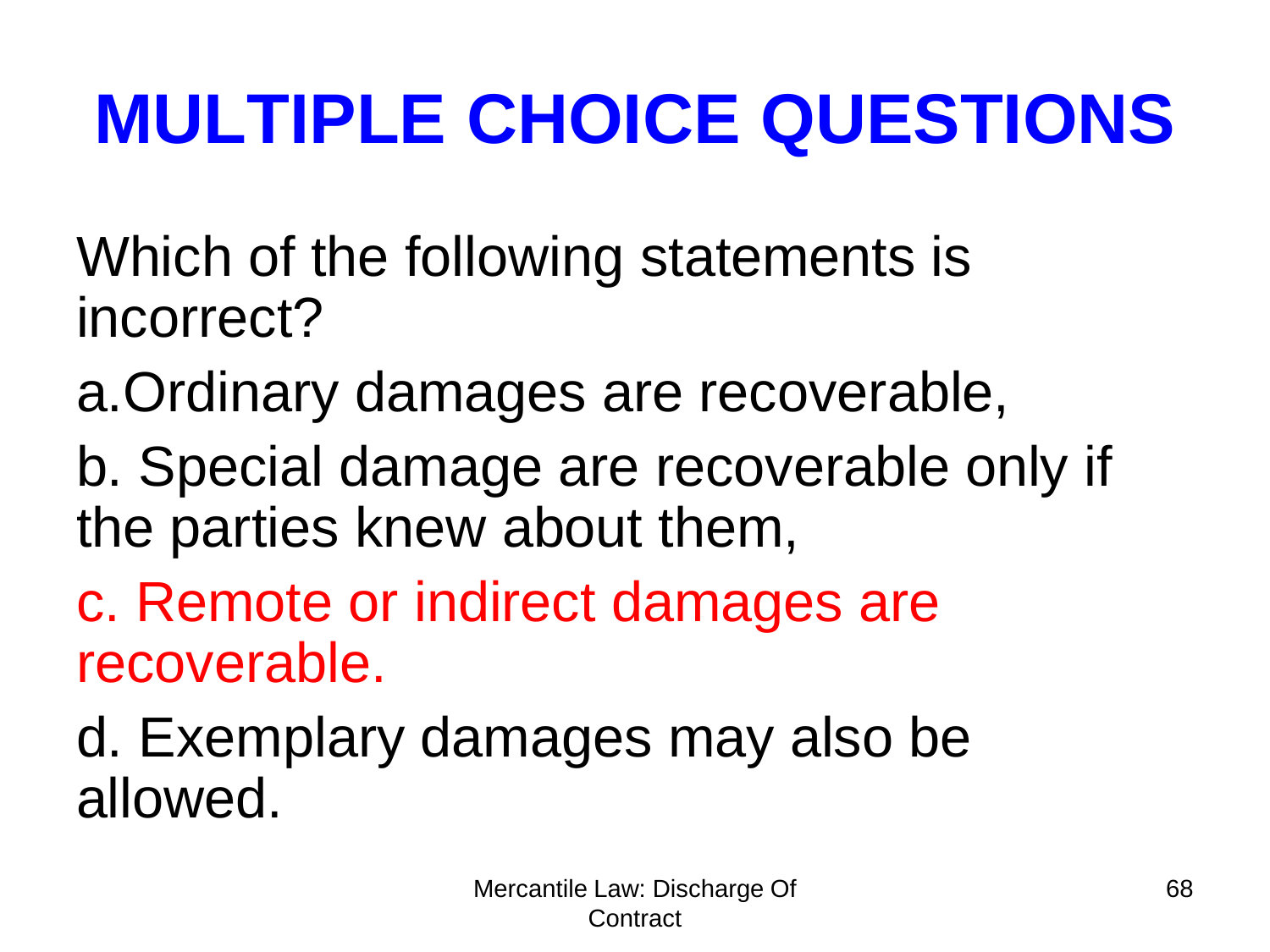# MULTIPLE CHOICE QUESTIONS

Which of the following statements is incorrect?

a.Ordinary damages are recoverable,

b. Special damage are recoverable only if the parties knew about them,

c. Remote or indirect damages are recoverable.

d. Exemplary damages may also be allowed.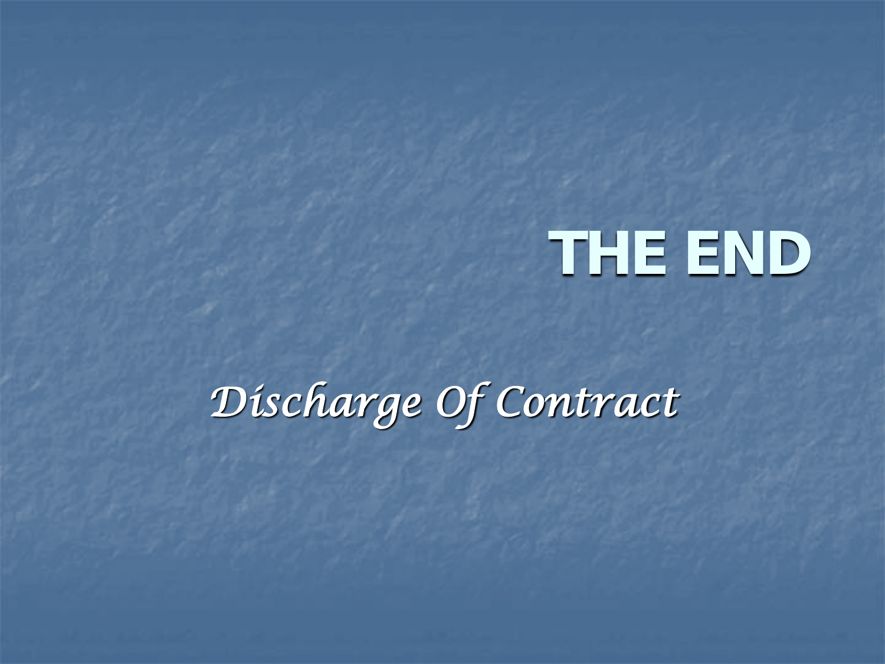# THE END

*Discharge Of Contract*